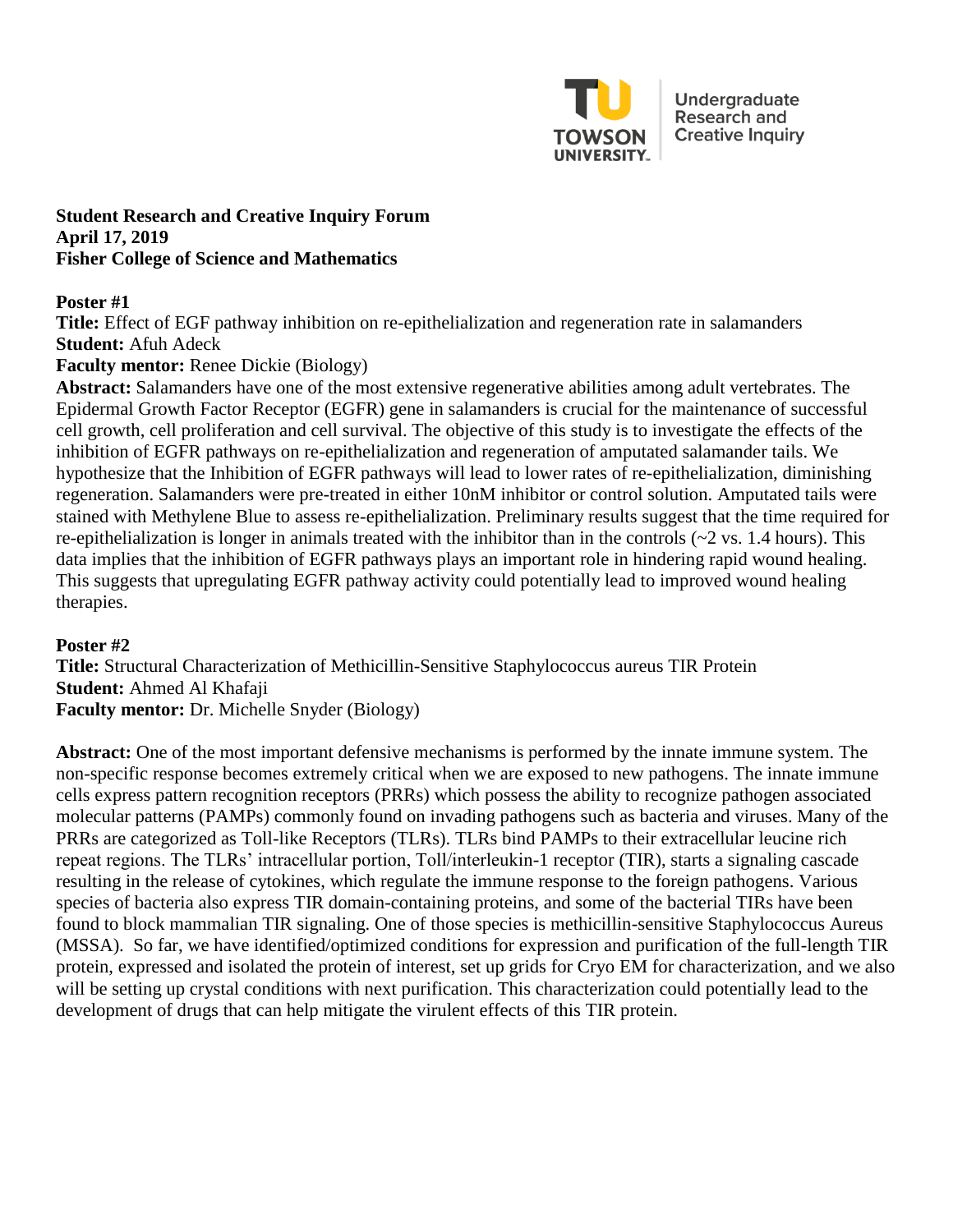Undergraduate Research and Creative Inquiry

**Student Research and Creative Inquiry Forum**
**April 17, 2019**
**Fisher College of Science and Mathematics**

**Poster #1**
**Title:** Effect of EGF pathway inhibition on re-epithelialization and regeneration rate in salamanders
**Student:** Afuh Adeck
**Faculty mentor:** Renee Dickie (Biology)
**Abstract:** Salamanders have one of the most extensive regenerative abilities among adult vertebrates. The Epidermal Growth Factor Receptor (EGFR) gene in salamanders is crucial for the maintenance of successful cell growth, cell proliferation and cell survival. The objective of this study is to investigate the effects of the inhibition of EGFR pathways on re-epithelialization and regeneration of amputated salamander tails. We hypothesize that the Inhibition of EGFR pathways will lead to lower rates of re-epithelialization, diminishing regeneration. Salamanders were pre-treated in either 10nM inhibitor or control solution. Amputated tails were stained with Methylene Blue to assess re-epithelialization. Preliminary results suggest that the time required for re-epithelialization is longer in animals treated with the inhibitor than in the controls (~2 vs. 1.4 hours). This data implies that the inhibition of EGFR pathways plays an important role in hindering rapid wound healing. This suggests that upregulating EGFR pathway activity could potentially lead to improved wound healing therapies.

**Poster #2**
**Title:** Structural Characterization of Methicillin-Sensitive Staphylococcus aureus TIR Protein
**Student:** Ahmed Al Khafaji
**Faculty mentor:** Dr. Michelle Snyder (Biology)

**Abstract:** One of the most important defensive mechanisms is performed by the innate immune system. The non-specific response becomes extremely critical when we are exposed to new pathogens. The innate immune cells express pattern recognition receptors (PRRs) which possess the ability to recognize pathogen associated molecular patterns (PAMPs) commonly found on invading pathogens such as bacteria and viruses. Many of the PRRs are categorized as Toll-like Receptors (TLRs). TLRs bind PAMPs to their extracellular leucine rich repeat regions. The TLRs' intracellular portion, Toll/interleukin-1 receptor (TIR), starts a signaling cascade resulting in the release of cytokines, which regulate the immune response to the foreign pathogens. Various species of bacteria also express TIR domain-containing proteins, and some of the bacterial TIRs have been found to block mammalian TIR signaling. One of those species is methicillin-sensitive Staphylococcus Aureus (MSSA). So far, we have identified/optimized conditions for expression and purification of the full-length TIR protein, expressed and isolated the protein of interest, set up grids for Cryo EM for characterization, and we also will be setting up crystal conditions with next purification. This characterization could potentially lead to the development of drugs that can help mitigate the virulent effects of this TIR protein.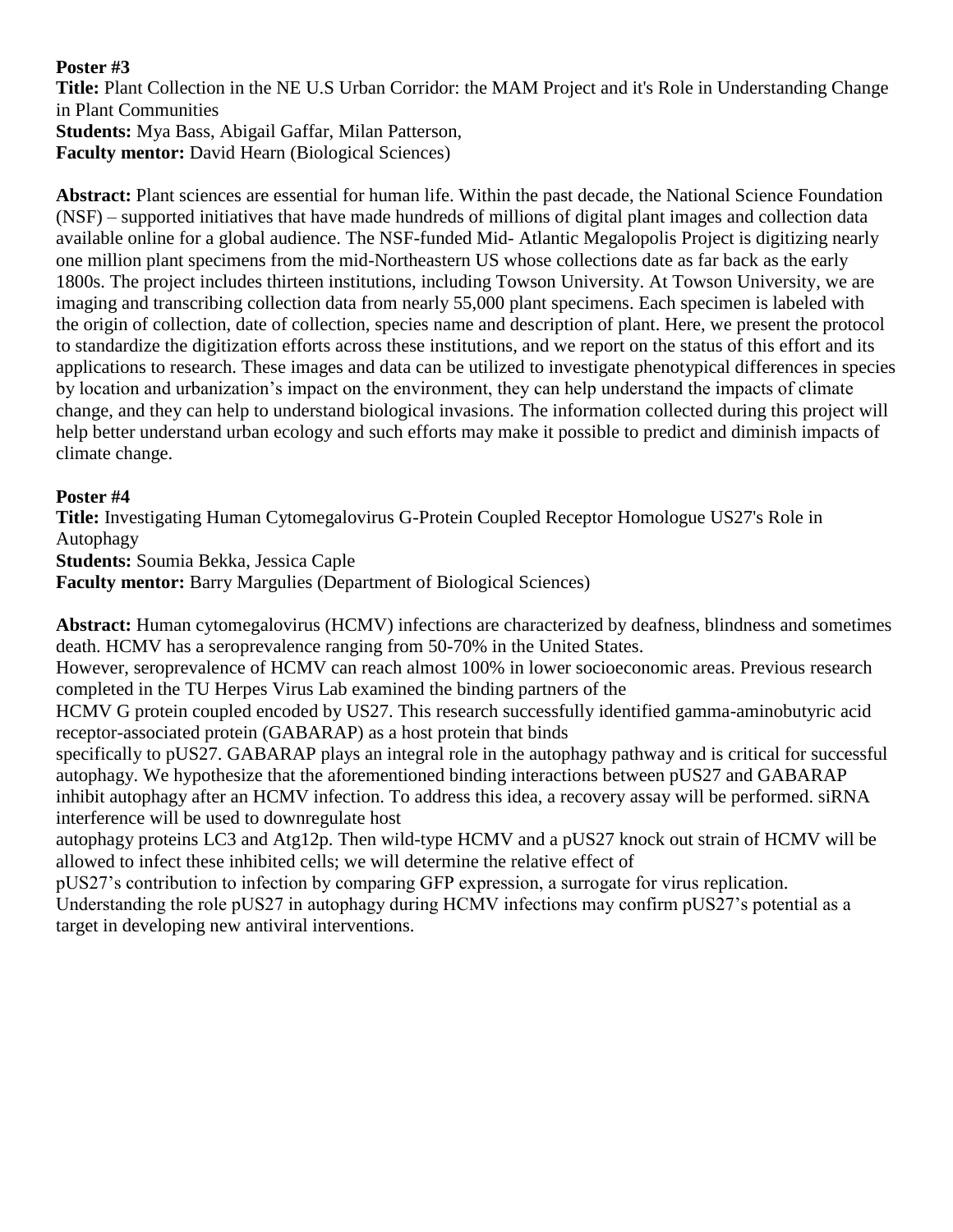**Poster #3**
**Title:** Plant Collection in the NE U.S Urban Corridor: the MAM Project and it's Role in Understanding Change in Plant Communities
**Students:** Mya Bass, Abigail Gaffar, Milan Patterson,
**Faculty mentor:** David Hearn (Biological Sciences)

**Abstract:** Plant sciences are essential for human life. Within the past decade, the National Science Foundation (NSF) – supported initiatives that have made hundreds of millions of digital plant images and collection data available online for a global audience. The NSF-funded Mid- Atlantic Megalopolis Project is digitizing nearly one million plant specimens from the mid-Northeastern US whose collections date as far back as the early 1800s. The project includes thirteen institutions, including Towson University. At Towson University, we are imaging and transcribing collection data from nearly 55,000 plant specimens. Each specimen is labeled with the origin of collection, date of collection, species name and description of plant. Here, we present the protocol to standardize the digitization efforts across these institutions, and we report on the status of this effort and its applications to research. These images and data can be utilized to investigate phenotypical differences in species by location and urbanization's impact on the environment, they can help understand the impacts of climate change, and they can help to understand biological invasions. The information collected during this project will help better understand urban ecology and such efforts may make it possible to predict and diminish impacts of climate change.

**Poster #4**
**Title:** Investigating Human Cytomegalovirus G-Protein Coupled Receptor Homologue US27's Role in Autophagy
**Students:** Soumia Bekka, Jessica Caple
**Faculty mentor:** Barry Margulies (Department of Biological Sciences)

**Abstract:** Human cytomegalovirus (HCMV) infections are characterized by deafness, blindness and sometimes death. HCMV has a seroprevalence ranging from 50-70% in the United States.
However, seroprevalence of HCMV can reach almost 100% in lower socioeconomic areas. Previous research completed in the TU Herpes Virus Lab examined the binding partners of the
HCMV G protein coupled encoded by US27. This research successfully identified gamma-aminobutyric acid receptor-associated protein (GABARAP) as a host protein that binds
specifically to pUS27. GABARAP plays an integral role in the autophagy pathway and is critical for successful autophagy. We hypothesize that the aforementioned binding interactions between pUS27 and GABARAP inhibit autophagy after an HCMV infection. To address this idea, a recovery assay will be performed. siRNA interference will be used to downregulate host
autophagy proteins LC3 and Atg12p. Then wild-type HCMV and a pUS27 knock out strain of HCMV will be allowed to infect these inhibited cells; we will determine the relative effect of
pUS27's contribution to infection by comparing GFP expression, a surrogate for virus replication.
Understanding the role pUS27 in autophagy during HCMV infections may confirm pUS27's potential as a target in developing new antiviral interventions.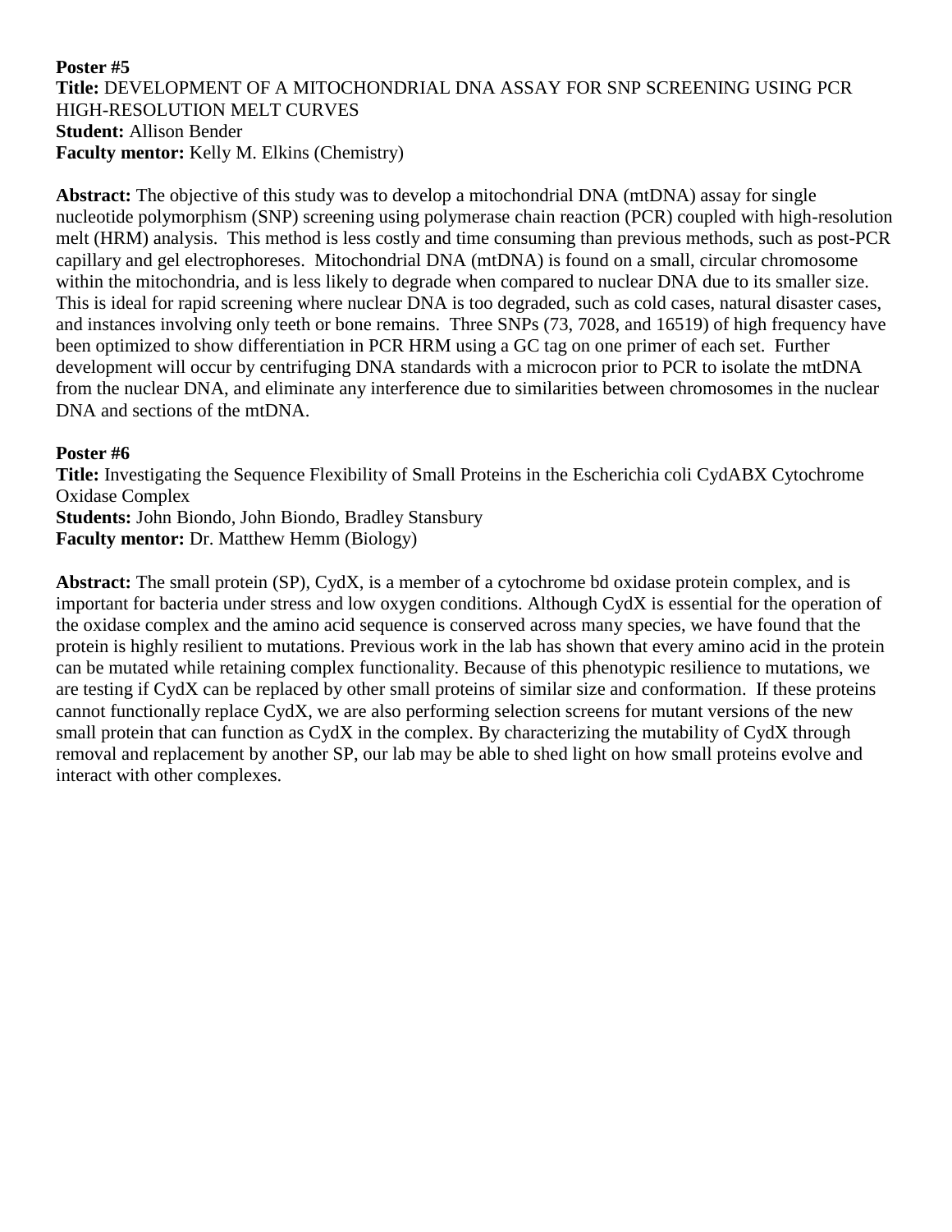**Poster #5**
**Title:** DEVELOPMENT OF A MITOCHONDRIAL DNA ASSAY FOR SNP SCREENING USING PCR HIGH-RESOLUTION MELT CURVES
**Student:** Allison Bender
**Faculty mentor:** Kelly M. Elkins (Chemistry)

**Abstract:** The objective of this study was to develop a mitochondrial DNA (mtDNA) assay for single nucleotide polymorphism (SNP) screening using polymerase chain reaction (PCR) coupled with high-resolution melt (HRM) analysis. This method is less costly and time consuming than previous methods, such as post-PCR capillary and gel electrophoreses. Mitochondrial DNA (mtDNA) is found on a small, circular chromosome within the mitochondria, and is less likely to degrade when compared to nuclear DNA due to its smaller size. This is ideal for rapid screening where nuclear DNA is too degraded, such as cold cases, natural disaster cases, and instances involving only teeth or bone remains. Three SNPs (73, 7028, and 16519) of high frequency have been optimized to show differentiation in PCR HRM using a GC tag on one primer of each set. Further development will occur by centrifuging DNA standards with a microcon prior to PCR to isolate the mtDNA from the nuclear DNA, and eliminate any interference due to similarities between chromosomes in the nuclear DNA and sections of the mtDNA.

**Poster #6**
**Title:** Investigating the Sequence Flexibility of Small Proteins in the Escherichia coli CydABX Cytochrome Oxidase Complex
**Students:** John Biondo, John Biondo, Bradley Stansbury
**Faculty mentor:** Dr. Matthew Hemm (Biology)

**Abstract:** The small protein (SP), CydX, is a member of a cytochrome bd oxidase protein complex, and is important for bacteria under stress and low oxygen conditions. Although CydX is essential for the operation of the oxidase complex and the amino acid sequence is conserved across many species, we have found that the protein is highly resilient to mutations. Previous work in the lab has shown that every amino acid in the protein can be mutated while retaining complex functionality. Because of this phenotypic resilience to mutations, we are testing if CydX can be replaced by other small proteins of similar size and conformation. If these proteins cannot functionally replace CydX, we are also performing selection screens for mutant versions of the new small protein that can function as CydX in the complex. By characterizing the mutability of CydX through removal and replacement by another SP, our lab may be able to shed light on how small proteins evolve and interact with other complexes.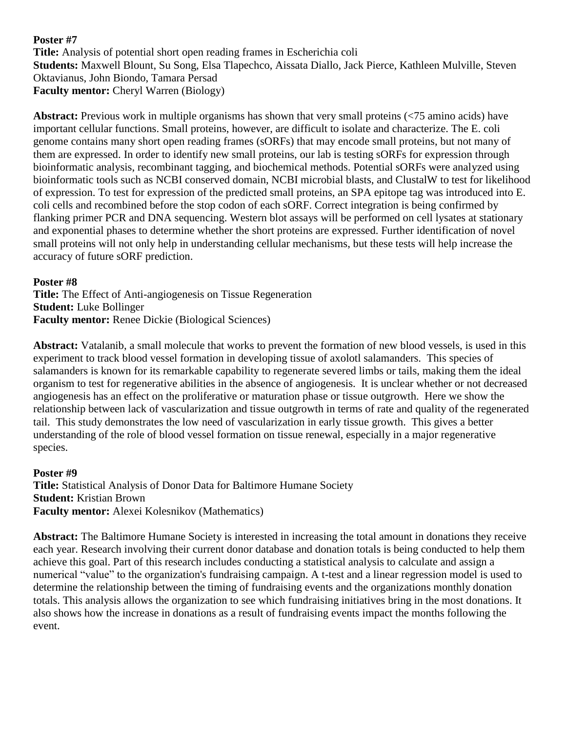**Poster #7**
**Title:** Analysis of potential short open reading frames in Escherichia coli
**Students:** Maxwell Blount, Su Song, Elsa Tlapechco, Aissata Diallo, Jack Pierce, Kathleen Mulville, Steven Oktavianus, John Biondo, Tamara Persad
**Faculty mentor:** Cheryl Warren (Biology)

**Abstract:** Previous work in multiple organisms has shown that very small proteins (<75 amino acids) have important cellular functions. Small proteins, however, are difficult to isolate and characterize. The E. coli genome contains many short open reading frames (sORFs) that may encode small proteins, but not many of them are expressed. In order to identify new small proteins, our lab is testing sORFs for expression through bioinformatic analysis, recombinant tagging, and biochemical methods. Potential sORFs were analyzed using bioinformatic tools such as NCBI conserved domain, NCBI microbial blasts, and ClustalW to test for likelihood of expression. To test for expression of the predicted small proteins, an SPA epitope tag was introduced into E. coli cells and recombined before the stop codon of each sORF. Correct integration is being confirmed by flanking primer PCR and DNA sequencing. Western blot assays will be performed on cell lysates at stationary and exponential phases to determine whether the short proteins are expressed. Further identification of novel small proteins will not only help in understanding cellular mechanisms, but these tests will help increase the accuracy of future sORF prediction.

**Poster #8**
**Title:** The Effect of Anti-angiogenesis on Tissue Regeneration
**Student:** Luke Bollinger
**Faculty mentor:** Renee Dickie (Biological Sciences)

**Abstract:** Vatalanib, a small molecule that works to prevent the formation of new blood vessels, is used in this experiment to track blood vessel formation in developing tissue of axolotl salamanders. This species of salamanders is known for its remarkable capability to regenerate severed limbs or tails, making them the ideal organism to test for regenerative abilities in the absence of angiogenesis. It is unclear whether or not decreased angiogenesis has an effect on the proliferative or maturation phase or tissue outgrowth. Here we show the relationship between lack of vascularization and tissue outgrowth in terms of rate and quality of the regenerated tail. This study demonstrates the low need of vascularization in early tissue growth. This gives a better understanding of the role of blood vessel formation on tissue renewal, especially in a major regenerative species.

**Poster #9**
**Title:** Statistical Analysis of Donor Data for Baltimore Humane Society
**Student:** Kristian Brown
**Faculty mentor:** Alexei Kolesnikov (Mathematics)

**Abstract:** The Baltimore Humane Society is interested in increasing the total amount in donations they receive each year. Research involving their current donor database and donation totals is being conducted to help them achieve this goal. Part of this research includes conducting a statistical analysis to calculate and assign a numerical "value" to the organization's fundraising campaign. A t-test and a linear regression model is used to determine the relationship between the timing of fundraising events and the organizations monthly donation totals. This analysis allows the organization to see which fundraising initiatives bring in the most donations. It also shows how the increase in donations as a result of fundraising events impact the months following the event.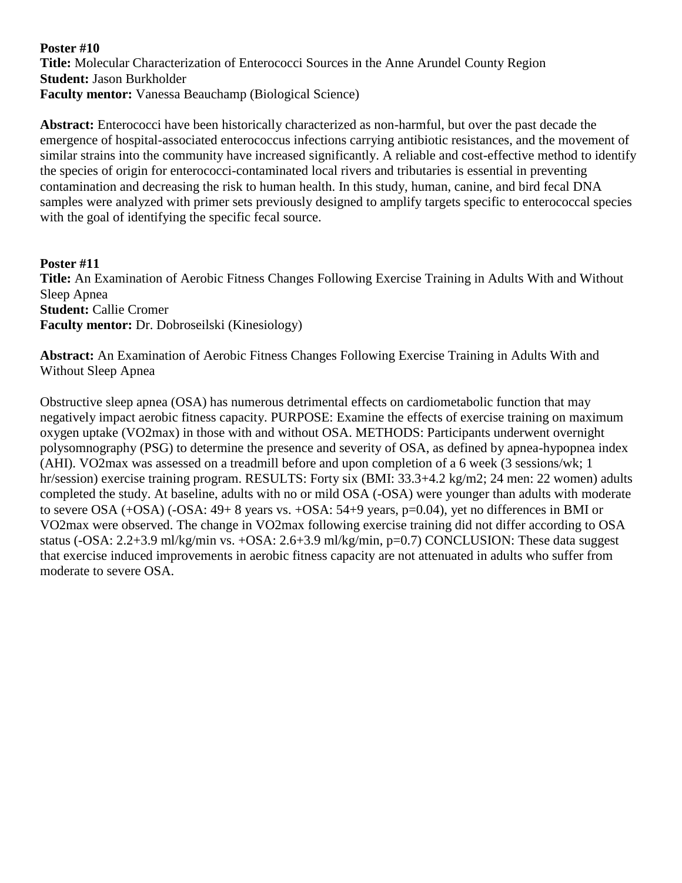**Poster #10**
**Title:** Molecular Characterization of Enterococci Sources in the Anne Arundel County Region
**Student:** Jason Burkholder
**Faculty mentor:** Vanessa Beauchamp (Biological Science)

**Abstract:** Enterococci have been historically characterized as non-harmful, but over the past decade the emergence of hospital-associated enterococcus infections carrying antibiotic resistances, and the movement of similar strains into the community have increased significantly. A reliable and cost-effective method to identify the species of origin for enterococci-contaminated local rivers and tributaries is essential in preventing contamination and decreasing the risk to human health. In this study, human, canine, and bird fecal DNA samples were analyzed with primer sets previously designed to amplify targets specific to enterococcal species with the goal of identifying the specific fecal source.

**Poster #11**
**Title:** An Examination of Aerobic Fitness Changes Following Exercise Training in Adults With and Without Sleep Apnea
**Student:** Callie Cromer
**Faculty mentor:** Dr. Dobroseilski (Kinesiology)

**Abstract:** An Examination of Aerobic Fitness Changes Following Exercise Training in Adults With and Without Sleep Apnea

Obstructive sleep apnea (OSA) has numerous detrimental effects on cardiometabolic function that may negatively impact aerobic fitness capacity. PURPOSE: Examine the effects of exercise training on maximum oxygen uptake (VO2max) in those with and without OSA. METHODS: Participants underwent overnight polysomnography (PSG) to determine the presence and severity of OSA, as defined by apnea-hypopnea index (AHI). VO2max was assessed on a treadmill before and upon completion of a 6 week (3 sessions/wk; 1 hr/session) exercise training program. RESULTS: Forty six (BMI: 33.3+4.2 kg/m2; 24 men: 22 women) adults completed the study. At baseline, adults with no or mild OSA (-OSA) were younger than adults with moderate to severe OSA (+OSA) (-OSA: 49+ 8 years vs. +OSA: 54+9 years, $p=0.04$), yet no differences in BMI or VO2max were observed. The change in VO2max following exercise training did not differ according to OSA status (-OSA: 2.2+3.9 ml/kg/min vs. +OSA: 2.6+3.9 ml/kg/min, $p=0.7$) CONCLUSION: These data suggest that exercise induced improvements in aerobic fitness capacity are not attenuated in adults who suffer from moderate to severe OSA.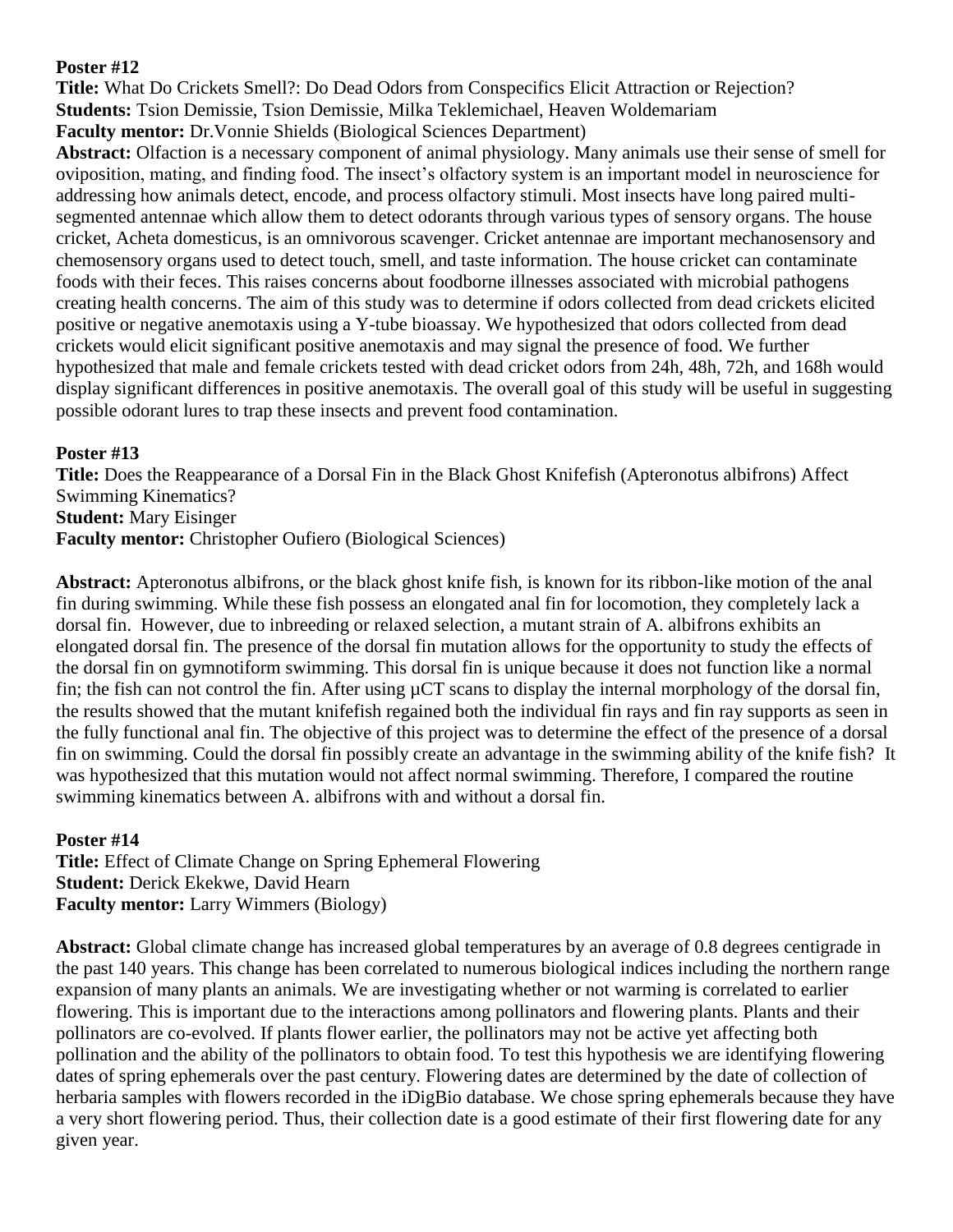**Poster #12**

**Title:** What Do Crickets Smell?: Do Dead Odors from Conspecifics Elicit Attraction or Rejection?

**Students:** Tsion Demissie, Tsion Demissie, Milka Teklemichael, Heaven Woldemariam

**Faculty mentor:** Dr.Vonnie Shields (Biological Sciences Department)

**Abstract:** Olfaction is a necessary component of animal physiology. Many animals use their sense of smell for oviposition, mating, and finding food. The insect's olfactory system is an important model in neuroscience for addressing how animals detect, encode, and process olfactory stimuli. Most insects have long paired multi-segmented antennae which allow them to detect odorants through various types of sensory organs. The house cricket, Acheta domesticus, is an omnivorous scavenger. Cricket antennae are important mechanosensory and chemosensory organs used to detect touch, smell, and taste information. The house cricket can contaminate foods with their feces. This raises concerns about foodborne illnesses associated with microbial pathogens creating health concerns. The aim of this study was to determine if odors collected from dead crickets elicited positive or negative anemotaxis using a Y-tube bioassay. We hypothesized that odors collected from dead crickets would elicit significant positive anemotaxis and may signal the presence of food. We further hypothesized that male and female crickets tested with dead cricket odors from 24h, 48h, 72h, and 168h would display significant differences in positive anemotaxis. The overall goal of this study will be useful in suggesting possible odorant lures to trap these insects and prevent food contamination.

**Poster #13**

**Title:** Does the Reappearance of a Dorsal Fin in the Black Ghost Knifefish (Apteronotus albifrons) Affect Swimming Kinematics?

**Student:** Mary Eisinger

**Faculty mentor:** Christopher Oufiero (Biological Sciences)

**Abstract:** Apteronotus albifrons, or the black ghost knife fish, is known for its ribbon-like motion of the anal fin during swimming. While these fish possess an elongated anal fin for locomotion, they completely lack a dorsal fin. However, due to inbreeding or relaxed selection, a mutant strain of A. albifrons exhibits an elongated dorsal fin. The presence of the dorsal fin mutation allows for the opportunity to study the effects of the dorsal fin on gymnotiform swimming. This dorsal fin is unique because it does not function like a normal fin; the fish can not control the fin. After using µCT scans to display the internal morphology of the dorsal fin, the results showed that the mutant knifefish regained both the individual fin rays and fin ray supports as seen in the fully functional anal fin. The objective of this project was to determine the effect of the presence of a dorsal fin on swimming. Could the dorsal fin possibly create an advantage in the swimming ability of the knife fish? It was hypothesized that this mutation would not affect normal swimming. Therefore, I compared the routine swimming kinematics between A. albifrons with and without a dorsal fin.

**Poster #14**

**Title:** Effect of Climate Change on Spring Ephemeral Flowering

**Student:** Derick Ekekwe, David Hearn

**Faculty mentor:** Larry Wimmers (Biology)

**Abstract:** Global climate change has increased global temperatures by an average of 0.8 degrees centigrade in the past 140 years. This change has been correlated to numerous biological indices including the northern range expansion of many plants an animals. We are investigating whether or not warming is correlated to earlier flowering. This is important due to the interactions among pollinators and flowering plants. Plants and their pollinators are co-evolved. If plants flower earlier, the pollinators may not be active yet affecting both pollination and the ability of the pollinators to obtain food. To test this hypothesis we are identifying flowering dates of spring ephemerals over the past century. Flowering dates are determined by the date of collection of herbaria samples with flowers recorded in the iDigBio database. We chose spring ephemerals because they have a very short flowering period. Thus, their collection date is a good estimate of their first flowering date for any given year.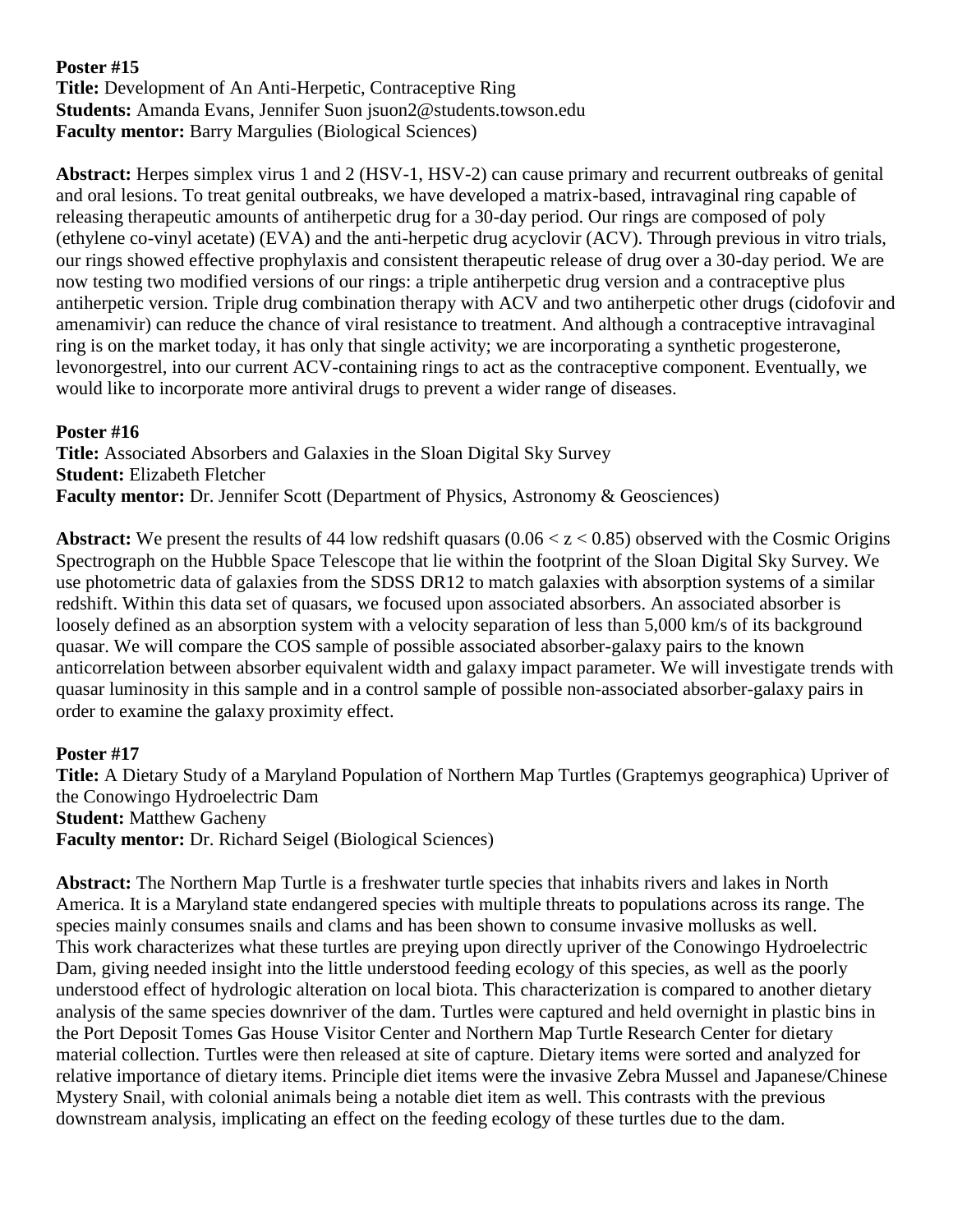**Poster #15**
**Title:** Development of An Anti-Herpetic, Contraceptive Ring
**Students:** Amanda Evans, Jennifer Suon jsuon2@students.towson.edu
**Faculty mentor:** Barry Margulies (Biological Sciences)

**Abstract:** Herpes simplex virus 1 and 2 (HSV-1, HSV-2) can cause primary and recurrent outbreaks of genital and oral lesions. To treat genital outbreaks, we have developed a matrix-based, intravaginal ring capable of releasing therapeutic amounts of antiherpetic drug for a 30-day period. Our rings are composed of poly (ethylene co-vinyl acetate) (EVA) and the anti-herpetic drug acyclovir (ACV). Through previous in vitro trials, our rings showed effective prophylaxis and consistent therapeutic release of drug over a 30-day period. We are now testing two modified versions of our rings: a triple antiherpetic drug version and a contraceptive plus antiherpetic version. Triple drug combination therapy with ACV and two antiherpetic other drugs (cidofovir and amenamivir) can reduce the chance of viral resistance to treatment. And although a contraceptive intravaginal ring is on the market today, it has only that single activity; we are incorporating a synthetic progesterone, levonorgestrel, into our current ACV-containing rings to act as the contraceptive component. Eventually, we would like to incorporate more antiviral drugs to prevent a wider range of diseases.

**Poster #16**
**Title:** Associated Absorbers and Galaxies in the Sloan Digital Sky Survey
**Student:** Elizabeth Fletcher
**Faculty mentor:** Dr. Jennifer Scott (Department of Physics, Astronomy & Geosciences)

**Abstract:** We present the results of 44 low redshift quasars ($0.06 < z < 0.85$) observed with the Cosmic Origins Spectrograph on the Hubble Space Telescope that lie within the footprint of the Sloan Digital Sky Survey. We use photometric data of galaxies from the SDSS DR12 to match galaxies with absorption systems of a similar redshift. Within this data set of quasars, we focused upon associated absorbers. An associated absorber is loosely defined as an absorption system with a velocity separation of less than 5,000 km/s of its background quasar. We will compare the COS sample of possible associated absorber-galaxy pairs to the known anticorrelation between absorber equivalent width and galaxy impact parameter. We will investigate trends with quasar luminosity in this sample and in a control sample of possible non-associated absorber-galaxy pairs in order to examine the galaxy proximity effect.

**Poster #17**
**Title:** A Dietary Study of a Maryland Population of Northern Map Turtles (Graptemys geographica) Upriver of the Conowingo Hydroelectric Dam
**Student:** Matthew Gacheny
**Faculty mentor:** Dr. Richard Seigel (Biological Sciences)

**Abstract:** The Northern Map Turtle is a freshwater turtle species that inhabits rivers and lakes in North America. It is a Maryland state endangered species with multiple threats to populations across its range. The species mainly consumes snails and clams and has been shown to consume invasive mollusks as well. This work characterizes what these turtles are preying upon directly upriver of the Conowingo Hydroelectric Dam, giving needed insight into the little understood feeding ecology of this species, as well as the poorly understood effect of hydrologic alteration on local biota. This characterization is compared to another dietary analysis of the same species downriver of the dam. Turtles were captured and held overnight in plastic bins in the Port Deposit Tomes Gas House Visitor Center and Northern Map Turtle Research Center for dietary material collection. Turtles were then released at site of capture. Dietary items were sorted and analyzed for relative importance of dietary items. Principle diet items were the invasive Zebra Mussel and Japanese/Chinese Mystery Snail, with colonial animals being a notable diet item as well. This contrasts with the previous downstream analysis, implicating an effect on the feeding ecology of these turtles due to the dam.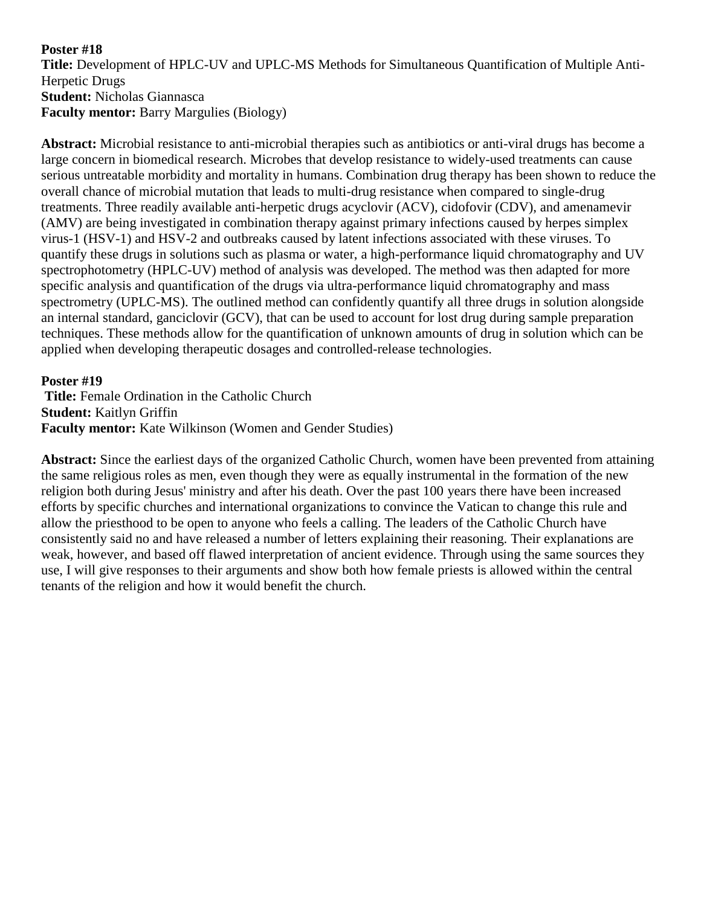**Poster #18**
**Title:** Development of HPLC-UV and UPLC-MS Methods for Simultaneous Quantification of Multiple Anti-Herpetic Drugs
**Student:** Nicholas Giannasca
**Faculty mentor:** Barry Margulies (Biology)

**Abstract:** Microbial resistance to anti-microbial therapies such as antibiotics or anti-viral drugs has become a large concern in biomedical research. Microbes that develop resistance to widely-used treatments can cause serious untreatable morbidity and mortality in humans. Combination drug therapy has been shown to reduce the overall chance of microbial mutation that leads to multi-drug resistance when compared to single-drug treatments. Three readily available anti-herpetic drugs acyclovir (ACV), cidofovir (CDV), and amenamevir (AMV) are being investigated in combination therapy against primary infections caused by herpes simplex virus-1 (HSV-1) and HSV-2 and outbreaks caused by latent infections associated with these viruses. To quantify these drugs in solutions such as plasma or water, a high-performance liquid chromatography and UV spectrophotometry (HPLC-UV) method of analysis was developed. The method was then adapted for more specific analysis and quantification of the drugs via ultra-performance liquid chromatography and mass spectrometry (UPLC-MS). The outlined method can confidently quantify all three drugs in solution alongside an internal standard, ganciclovir (GCV), that can be used to account for lost drug during sample preparation techniques. These methods allow for the quantification of unknown amounts of drug in solution which can be applied when developing therapeutic dosages and controlled-release technologies.

**Poster #19**
**Title:** Female Ordination in the Catholic Church
**Student:** Kaitlyn Griffin
**Faculty mentor:** Kate Wilkinson (Women and Gender Studies)

**Abstract:** Since the earliest days of the organized Catholic Church, women have been prevented from attaining the same religious roles as men, even though they were as equally instrumental in the formation of the new religion both during Jesus' ministry and after his death. Over the past 100 years there have been increased efforts by specific churches and international organizations to convince the Vatican to change this rule and allow the priesthood to be open to anyone who feels a calling. The leaders of the Catholic Church have consistently said no and have released a number of letters explaining their reasoning. Their explanations are weak, however, and based off flawed interpretation of ancient evidence. Through using the same sources they use, I will give responses to their arguments and show both how female priests is allowed within the central tenants of the religion and how it would benefit the church.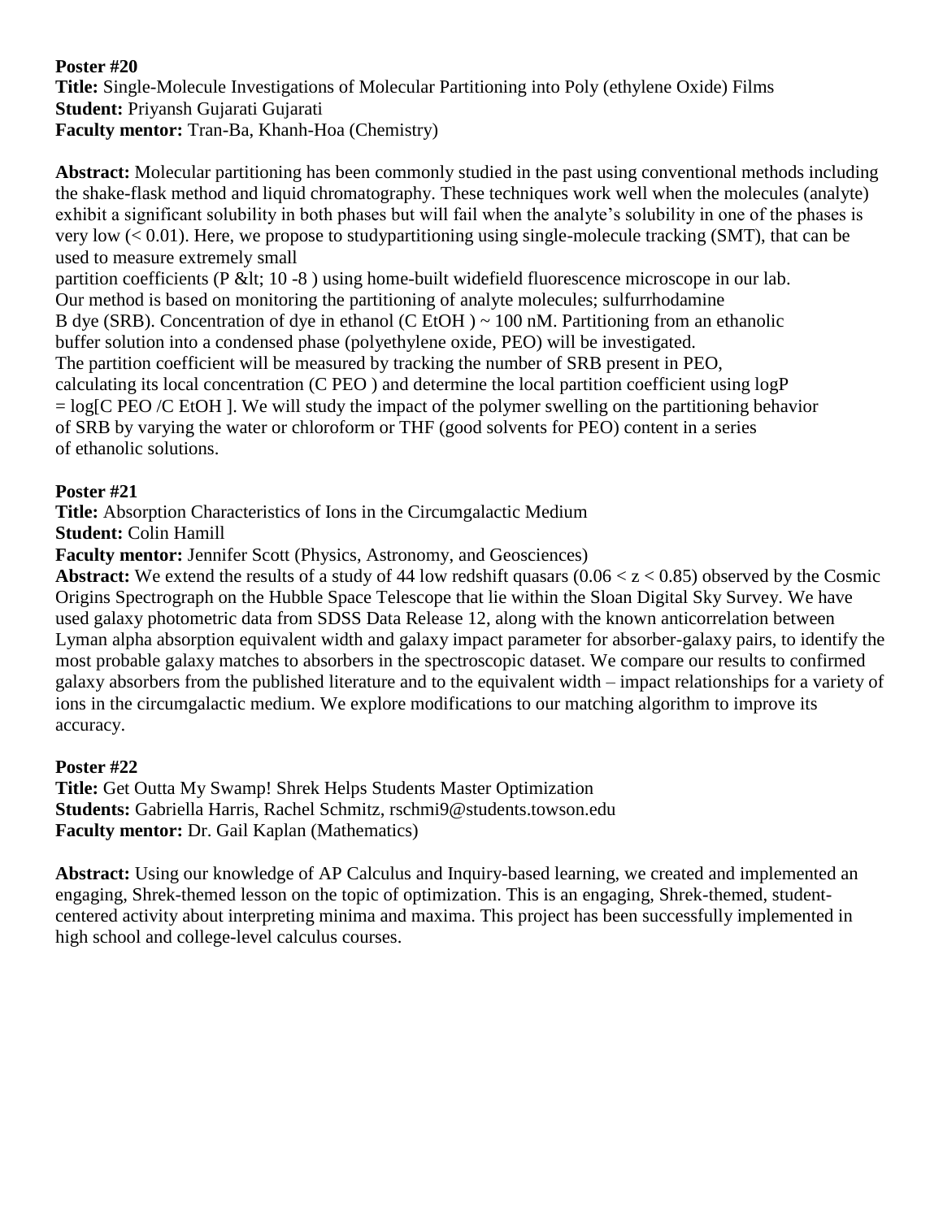**Poster #20**
**Title:** Single-Molecule Investigations of Molecular Partitioning into Poly (ethylene Oxide) Films
**Student:** Priyansh Gujarati Gujarati
**Faculty mentor:** Tran-Ba, Khanh-Hoa (Chemistry)

**Abstract:** Molecular partitioning has been commonly studied in the past using conventional methods including the shake-flask method and liquid chromatography. These techniques work well when the molecules (analyte) exhibit a significant solubility in both phases but will fail when the analyte's solubility in one of the phases is very low ($< 0.01$). Here, we propose to studypartitioning using single-molecule tracking (SMT), that can be used to measure extremely small partition coefficients (P &lt; $10^{-8}$) using home-built widefield fluorescence microscope in our lab. Our method is based on monitoring the partitioning of analyte molecules; sulfurrhodamine B dye (SRB). Concentration of dye in ethanol ($C_{EtOH}$) ~ 100 nM. Partitioning from an ethanolic buffer solution into a condensed phase (polyethylene oxide, PEO) will be investigated. The partition coefficient will be measured by tracking the number of SRB present in PEO, calculating its local concentration ($C_{PEO}$) and determine the local partition coefficient using $\log P = \log[C_{PEO}/C_{EtOH}]$. We will study the impact of the polymer swelling on the partitioning behavior of SRB by varying the water or chloroform or THF (good solvents for PEO) content in a series of ethanolic solutions.

**Poster #21**
**Title:** Absorption Characteristics of Ions in the Circumgalactic Medium
**Student:** Colin Hamill
**Faculty mentor:** Jennifer Scott (Physics, Astronomy, and Geosciences)
**Abstract:** We extend the results of a study of 44 low redshift quasars ($0.06 < z < 0.85$) observed by the Cosmic Origins Spectrograph on the Hubble Space Telescope that lie within the Sloan Digital Sky Survey. We have used galaxy photometric data from SDSS Data Release 12, along with the known anticorrelation between Lyman alpha absorption equivalent width and galaxy impact parameter for absorber-galaxy pairs, to identify the most probable galaxy matches to absorbers in the spectroscopic dataset. We compare our results to confirmed galaxy absorbers from the published literature and to the equivalent width – impact relationships for a variety of ions in the circumgalactic medium. We explore modifications to our matching algorithm to improve its accuracy.

**Poster #22**
**Title:** Get Outta My Swamp! Shrek Helps Students Master Optimization
**Students:** Gabriella Harris, Rachel Schmitz, rschmi9@students.towson.edu
**Faculty mentor:** Dr. Gail Kaplan (Mathematics)

**Abstract:** Using our knowledge of AP Calculus and Inquiry-based learning, we created and implemented an engaging, Shrek-themed lesson on the topic of optimization. This is an engaging, Shrek-themed, student-centered activity about interpreting minima and maxima. This project has been successfully implemented in high school and college-level calculus courses.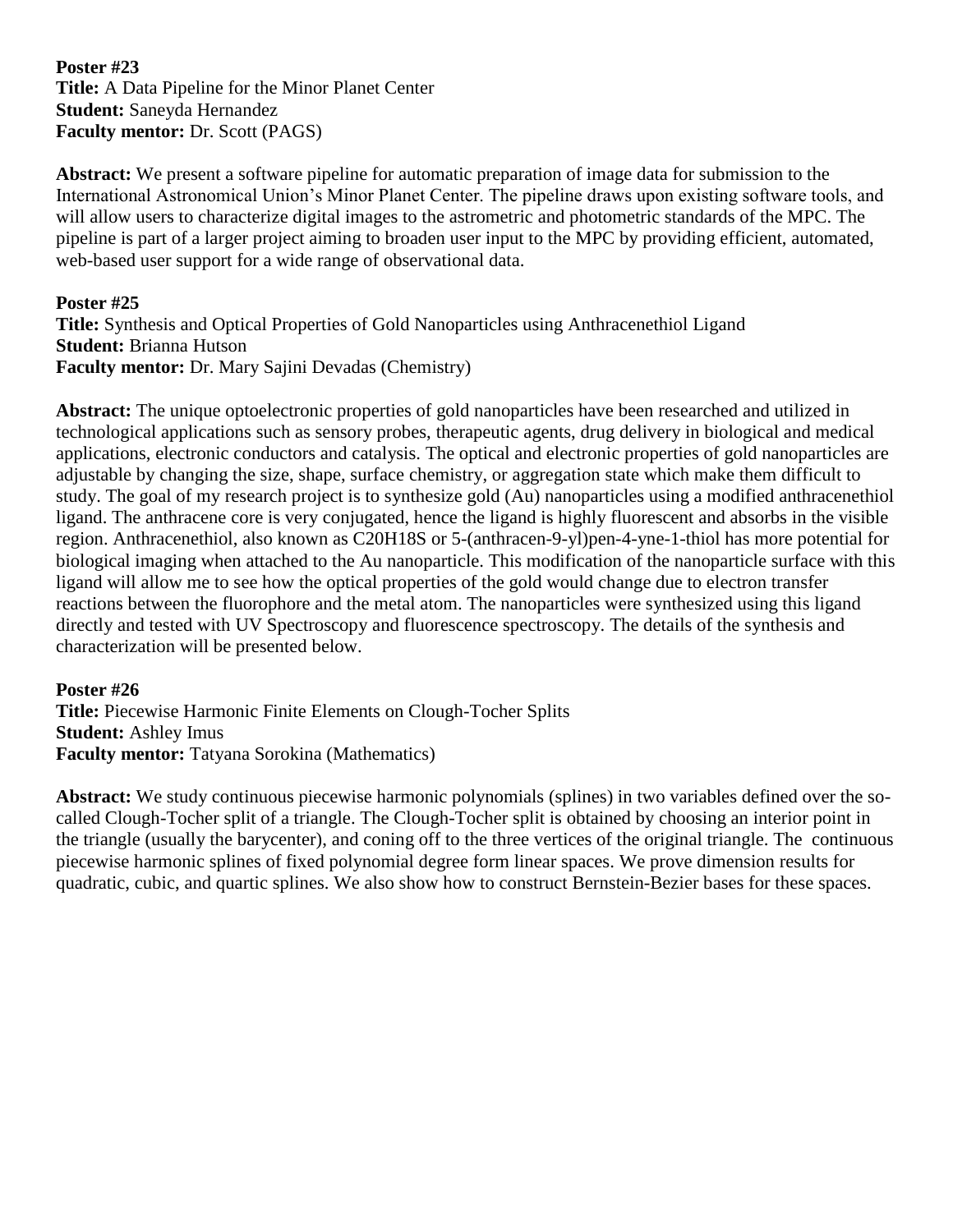**Poster #23**
**Title:** A Data Pipeline for the Minor Planet Center
**Student:** Saneyda Hernandez
**Faculty mentor:** Dr. Scott (PAGS)

**Abstract:** We present a software pipeline for automatic preparation of image data for submission to the International Astronomical Union's Minor Planet Center. The pipeline draws upon existing software tools, and will allow users to characterize digital images to the astrometric and photometric standards of the MPC. The pipeline is part of a larger project aiming to broaden user input to the MPC by providing efficient, automated, web-based user support for a wide range of observational data.

**Poster #25**
**Title:** Synthesis and Optical Properties of Gold Nanoparticles using Anthracenethiol Ligand
**Student:** Brianna Hutson
**Faculty mentor:** Dr. Mary Sajini Devadas (Chemistry)

**Abstract:** The unique optoelectronic properties of gold nanoparticles have been researched and utilized in technological applications such as sensory probes, therapeutic agents, drug delivery in biological and medical applications, electronic conductors and catalysis. The optical and electronic properties of gold nanoparticles are adjustable by changing the size, shape, surface chemistry, or aggregation state which make them difficult to study. The goal of my research project is to synthesize gold (Au) nanoparticles using a modified anthracenethiol ligand. The anthracene core is very conjugated, hence the ligand is highly fluorescent and absorbs in the visible region. Anthracenethiol, also known as $C_{20}H_{18}S$ or 5-(anthracen-9-yl)pen-4-yne-1-thiol has more potential for biological imaging when attached to the Au nanoparticle. This modification of the nanoparticle surface with this ligand will allow me to see how the optical properties of the gold would change due to electron transfer reactions between the fluorophore and the metal atom. The nanoparticles were synthesized using this ligand directly and tested with UV Spectroscopy and fluorescence spectroscopy. The details of the synthesis and characterization will be presented below.

**Poster #26**
**Title:** Piecewise Harmonic Finite Elements on Clough-Tocher Splits
**Student:** Ashley Imus
**Faculty mentor:** Tatyana Sorokina (Mathematics)

**Abstract:** We study continuous piecewise harmonic polynomials (splines) in two variables defined over the so-called Clough-Tocher split of a triangle. The Clough-Tocher split is obtained by choosing an interior point in the triangle (usually the barycenter), and coning off to the three vertices of the original triangle. The continuous piecewise harmonic splines of fixed polynomial degree form linear spaces. We prove dimension results for quadratic, cubic, and quartic splines. We also show how to construct Bernstein-Bezier bases for these spaces.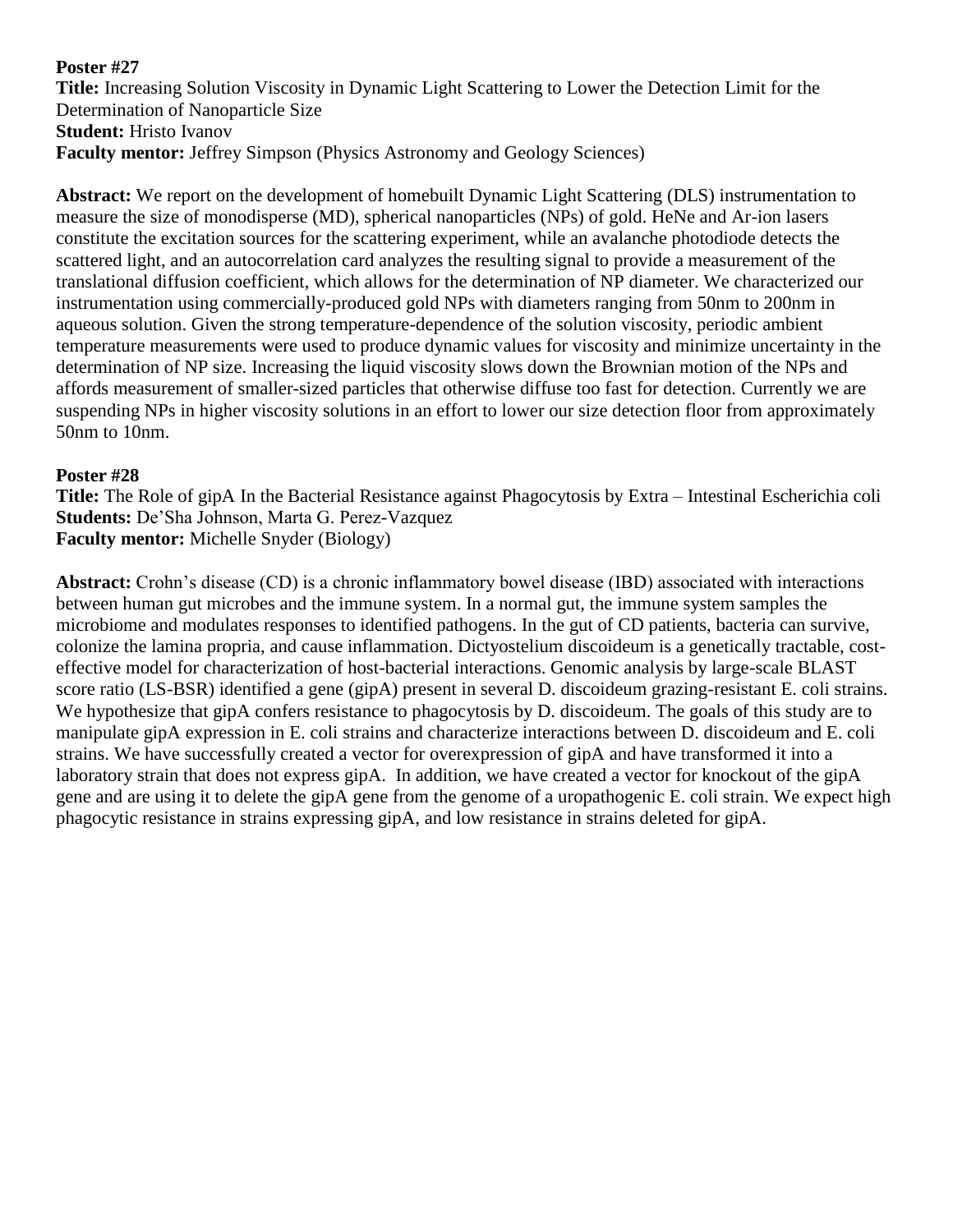**Poster #27**

**Title:** Increasing Solution Viscosity in Dynamic Light Scattering to Lower the Detection Limit for the Determination of Nanoparticle Size

**Student:** Hristo Ivanov

**Faculty mentor:** Jeffrey Simpson (Physics Astronomy and Geology Sciences)

**Abstract:** We report on the development of homebuilt Dynamic Light Scattering (DLS) instrumentation to measure the size of monodisperse (MD), spherical nanoparticles (NPs) of gold. HeNe and Ar-ion lasers constitute the excitation sources for the scattering experiment, while an avalanche photodiode detects the scattered light, and an autocorrelation card analyzes the resulting signal to provide a measurement of the translational diffusion coefficient, which allows for the determination of NP diameter. We characterized our instrumentation using commercially-produced gold NPs with diameters ranging from 50nm to 200nm in aqueous solution. Given the strong temperature-dependence of the solution viscosity, periodic ambient temperature measurements were used to produce dynamic values for viscosity and minimize uncertainty in the determination of NP size. Increasing the liquid viscosity slows down the Brownian motion of the NPs and affords measurement of smaller-sized particles that otherwise diffuse too fast for detection. Currently we are suspending NPs in higher viscosity solutions in an effort to lower our size detection floor from approximately 50nm to 10nm.

**Poster #28**

**Title:** The Role of gipA In the Bacterial Resistance against Phagocytosis by Extra – Intestinal Escherichia coli

**Students:** De'Sha Johnson, Marta G. Perez-Vazquez

**Faculty mentor:** Michelle Snyder (Biology)

**Abstract:** Crohn's disease (CD) is a chronic inflammatory bowel disease (IBD) associated with interactions between human gut microbes and the immune system. In a normal gut, the immune system samples the microbiome and modulates responses to identified pathogens. In the gut of CD patients, bacteria can survive, colonize the lamina propria, and cause inflammation. Dictyostelium discoideum is a genetically tractable, cost-effective model for characterization of host-bacterial interactions. Genomic analysis by large-scale BLAST score ratio (LS-BSR) identified a gene (gipA) present in several D. discoideum grazing-resistant E. coli strains. We hypothesize that gipA confers resistance to phagocytosis by D. discoideum. The goals of this study are to manipulate gipA expression in E. coli strains and characterize interactions between D. discoideum and E. coli strains. We have successfully created a vector for overexpression of gipA and have transformed it into a laboratory strain that does not express gipA. In addition, we have created a vector for knockout of the gipA gene and are using it to delete the gipA gene from the genome of a uropathogenic E. coli strain. We expect high phagocytic resistance in strains expressing gipA, and low resistance in strains deleted for gipA.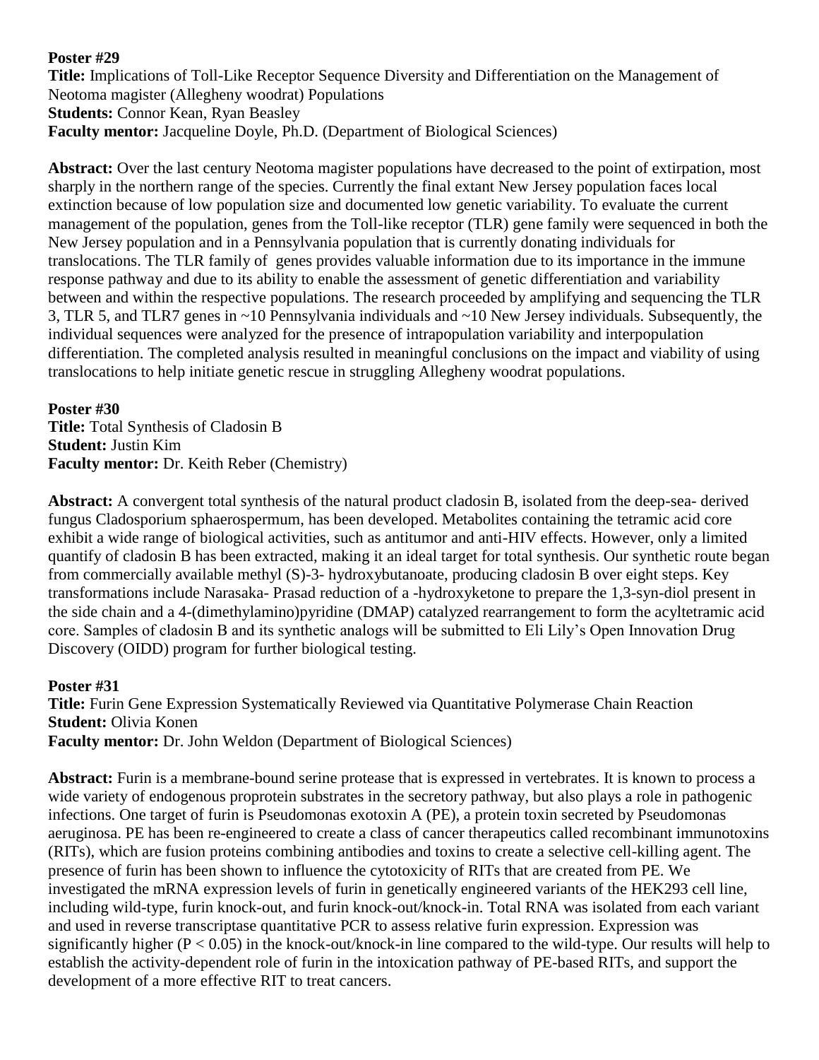**Poster #29**
**Title:** Implications of Toll-Like Receptor Sequence Diversity and Differentiation on the Management of Neotoma magister (Allegheny woodrat) Populations
**Students:** Connor Kean, Ryan Beasley
**Faculty mentor:** Jacqueline Doyle, Ph.D. (Department of Biological Sciences)

**Abstract:** Over the last century Neotoma magister populations have decreased to the point of extirpation, most sharply in the northern range of the species. Currently the final extant New Jersey population faces local extinction because of low population size and documented low genetic variability. To evaluate the current management of the population, genes from the Toll-like receptor (TLR) gene family were sequenced in both the New Jersey population and in a Pennsylvania population that is currently donating individuals for translocations. The TLR family of genes provides valuable information due to its importance in the immune response pathway and due to its ability to enable the assessment of genetic differentiation and variability between and within the respective populations. The research proceeded by amplifying and sequencing the TLR 3, TLR 5, and TLR7 genes in ~10 Pennsylvania individuals and ~10 New Jersey individuals. Subsequently, the individual sequences were analyzed for the presence of intrapopulation variability and interpopulation differentiation. The completed analysis resulted in meaningful conclusions on the impact and viability of using translocations to help initiate genetic rescue in struggling Allegheny woodrat populations.

**Poster #30**
**Title:** Total Synthesis of Cladosin B
**Student:** Justin Kim
**Faculty mentor:** Dr. Keith Reber (Chemistry)

**Abstract:** A convergent total synthesis of the natural product cladosin B, isolated from the deep-sea- derived fungus Cladosporium sphaerospermum, has been developed. Metabolites containing the tetramic acid core exhibit a wide range of biological activities, such as antitumor and anti-HIV effects. However, only a limited quantify of cladosin B has been extracted, making it an ideal target for total synthesis. Our synthetic route began from commercially available methyl (S)-3- hydroxybutanoate, producing cladosin B over eight steps. Key transformations include Narasaka- Prasad reduction of a -hydroxyketone to prepare the 1,3-syn-diol present in the side chain and a 4-(dimethylamino)pyridine (DMAP) catalyzed rearrangement to form the acyltetramic acid core. Samples of cladosin B and its synthetic analogs will be submitted to Eli Lily's Open Innovation Drug Discovery (OIDD) program for further biological testing.

**Poster #31**
**Title:** Furin Gene Expression Systematically Reviewed via Quantitative Polymerase Chain Reaction
**Student:** Olivia Konen
**Faculty mentor:** Dr. John Weldon (Department of Biological Sciences)

**Abstract:** Furin is a membrane-bound serine protease that is expressed in vertebrates. It is known to process a wide variety of endogenous proprotein substrates in the secretory pathway, but also plays a role in pathogenic infections. One target of furin is Pseudomonas exotoxin A (PE), a protein toxin secreted by Pseudomonas aeruginosa. PE has been re-engineered to create a class of cancer therapeutics called recombinant immunotoxins (RITs), which are fusion proteins combining antibodies and toxins to create a selective cell-killing agent. The presence of furin has been shown to influence the cytotoxicity of RITs that are created from PE. We investigated the mRNA expression levels of furin in genetically engineered variants of the HEK293 cell line, including wild-type, furin knock-out, and furin knock-out/knock-in. Total RNA was isolated from each variant and used in reverse transcriptase quantitative PCR to assess relative furin expression. Expression was significantly higher ($P < 0.05$) in the knock-out/knock-in line compared to the wild-type. Our results will help to establish the activity-dependent role of furin in the intoxication pathway of PE-based RITs, and support the development of a more effective RIT to treat cancers.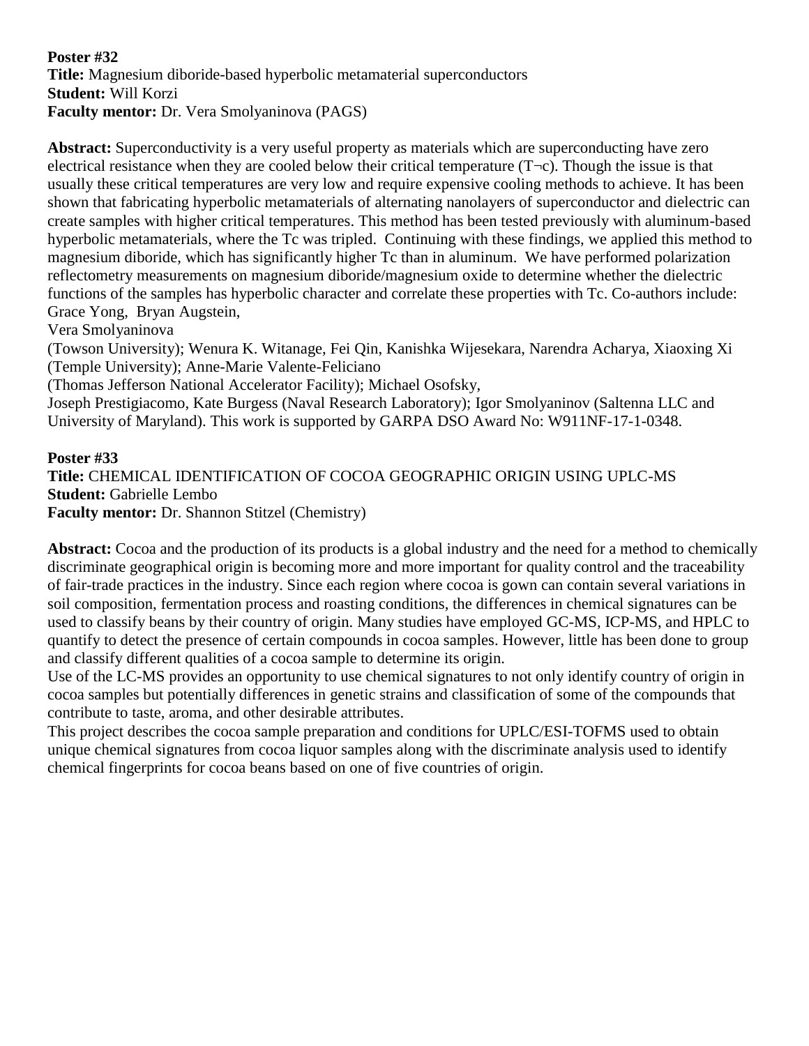**Poster #32**
**Title:** Magnesium diboride-based hyperbolic metamaterial superconductors
**Student:** Will Korzi
**Faculty mentor:** Dr. Vera Smolyaninova (PAGS)

**Abstract:** Superconductivity is a very useful property as materials which are superconducting have zero electrical resistance when they are cooled below their critical temperature (T¬c). Though the issue is that usually these critical temperatures are very low and require expensive cooling methods to achieve. It has been shown that fabricating hyperbolic metamaterials of alternating nanolayers of superconductor and dielectric can create samples with higher critical temperatures. This method has been tested previously with aluminum-based hyperbolic metamaterials, where the Tc was tripled. Continuing with these findings, we applied this method to magnesium diboride, which has significantly higher Tc than in aluminum. We have performed polarization reflectometry measurements on magnesium diboride/magnesium oxide to determine whether the dielectric functions of the samples has hyperbolic character and correlate these properties with Tc. Co-authors include: Grace Yong, Bryan Augstein,
Vera Smolyaninova
(Towson University); Wenura K. Witanage, Fei Qin, Kanishka Wijesekara, Narendra Acharya, Xiaoxing Xi (Temple University); Anne-Marie Valente-Feliciano
(Thomas Jefferson National Accelerator Facility); Michael Osofsky,
Joseph Prestigiacomo, Kate Burgess (Naval Research Laboratory); Igor Smolyaninov (Saltenna LLC and University of Maryland). This work is supported by GARPA DSO Award No: W911NF-17-1-0348.

**Poster #33**
**Title:** CHEMICAL IDENTIFICATION OF COCOA GEOGRAPHIC ORIGIN USING UPLC-MS
**Student:** Gabrielle Lembo
**Faculty mentor:** Dr. Shannon Stitzel (Chemistry)

**Abstract:** Cocoa and the production of its products is a global industry and the need for a method to chemically discriminate geographical origin is becoming more and more important for quality control and the traceability of fair-trade practices in the industry. Since each region where cocoa is gown can contain several variations in soil composition, fermentation process and roasting conditions, the differences in chemical signatures can be used to classify beans by their country of origin. Many studies have employed GC-MS, ICP-MS, and HPLC to quantify to detect the presence of certain compounds in cocoa samples. However, little has been done to group and classify different qualities of a cocoa sample to determine its origin.
Use of the LC-MS provides an opportunity to use chemical signatures to not only identify country of origin in cocoa samples but potentially differences in genetic strains and classification of some of the compounds that contribute to taste, aroma, and other desirable attributes.
This project describes the cocoa sample preparation and conditions for UPLC/ESI-TOFMS used to obtain unique chemical signatures from cocoa liquor samples along with the discriminate analysis used to identify chemical fingerprints for cocoa beans based on one of five countries of origin.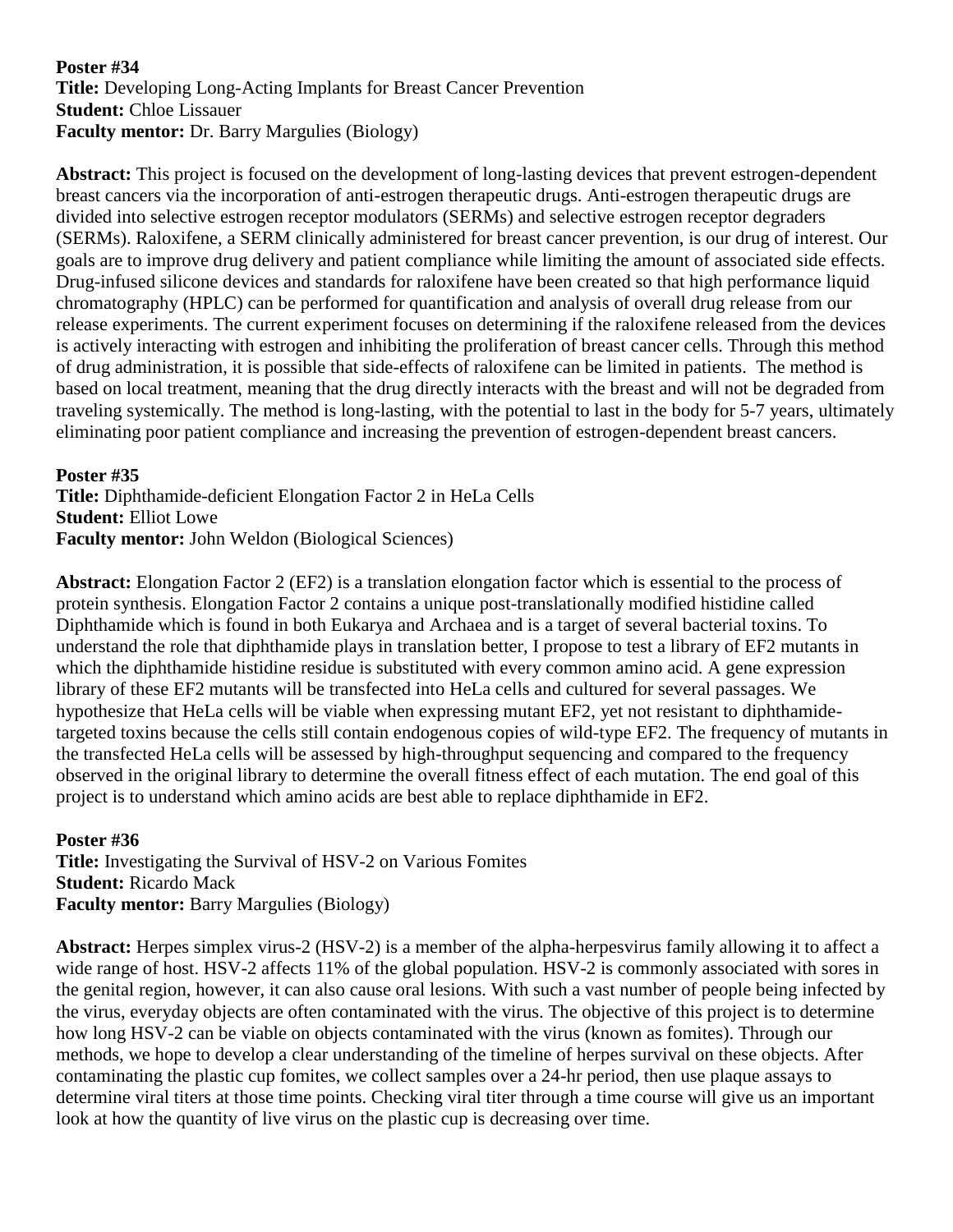**Poster #34**
**Title:** Developing Long-Acting Implants for Breast Cancer Prevention
**Student:** Chloe Lissauer
**Faculty mentor:** Dr. Barry Margulies (Biology)

**Abstract:** This project is focused on the development of long-lasting devices that prevent estrogen-dependent breast cancers via the incorporation of anti-estrogen therapeutic drugs. Anti-estrogen therapeutic drugs are divided into selective estrogen receptor modulators (SERMs) and selective estrogen receptor degraders (SERMs). Raloxifene, a SERM clinically administered for breast cancer prevention, is our drug of interest. Our goals are to improve drug delivery and patient compliance while limiting the amount of associated side effects. Drug-infused silicone devices and standards for raloxifene have been created so that high performance liquid chromatography (HPLC) can be performed for quantification and analysis of overall drug release from our release experiments. The current experiment focuses on determining if the raloxifene released from the devices is actively interacting with estrogen and inhibiting the proliferation of breast cancer cells. Through this method of drug administration, it is possible that side-effects of raloxifene can be limited in patients. The method is based on local treatment, meaning that the drug directly interacts with the breast and will not be degraded from traveling systemically. The method is long-lasting, with the potential to last in the body for 5-7 years, ultimately eliminating poor patient compliance and increasing the prevention of estrogen-dependent breast cancers.

**Poster #35**
**Title:** Diphthamide-deficient Elongation Factor 2 in HeLa Cells
**Student:** Elliot Lowe
**Faculty mentor:** John Weldon (Biological Sciences)

**Abstract:** Elongation Factor 2 (EF2) is a translation elongation factor which is essential to the process of protein synthesis. Elongation Factor 2 contains a unique post-translationally modified histidine called Diphthamide which is found in both Eukarya and Archaea and is a target of several bacterial toxins. To understand the role that diphthamide plays in translation better, I propose to test a library of EF2 mutants in which the diphthamide histidine residue is substituted with every common amino acid. A gene expression library of these EF2 mutants will be transfected into HeLa cells and cultured for several passages. We hypothesize that HeLa cells will be viable when expressing mutant EF2, yet not resistant to diphthamide-targeted toxins because the cells still contain endogenous copies of wild-type EF2. The frequency of mutants in the transfected HeLa cells will be assessed by high-throughput sequencing and compared to the frequency observed in the original library to determine the overall fitness effect of each mutation. The end goal of this project is to understand which amino acids are best able to replace diphthamide in EF2.

**Poster #36**
**Title:** Investigating the Survival of HSV-2 on Various Fomites
**Student:** Ricardo Mack
**Faculty mentor:** Barry Margulies (Biology)

**Abstract:** Herpes simplex virus-2 (HSV-2) is a member of the alpha-herpesvirus family allowing it to affect a wide range of host. HSV-2 affects 11% of the global population. HSV-2 is commonly associated with sores in the genital region, however, it can also cause oral lesions. With such a vast number of people being infected by the virus, everyday objects are often contaminated with the virus. The objective of this project is to determine how long HSV-2 can be viable on objects contaminated with the virus (known as fomites). Through our methods, we hope to develop a clear understanding of the timeline of herpes survival on these objects. After contaminating the plastic cup fomites, we collect samples over a 24-hr period, then use plaque assays to determine viral titers at those time points. Checking viral titer through a time course will give us an important look at how the quantity of live virus on the plastic cup is decreasing over time.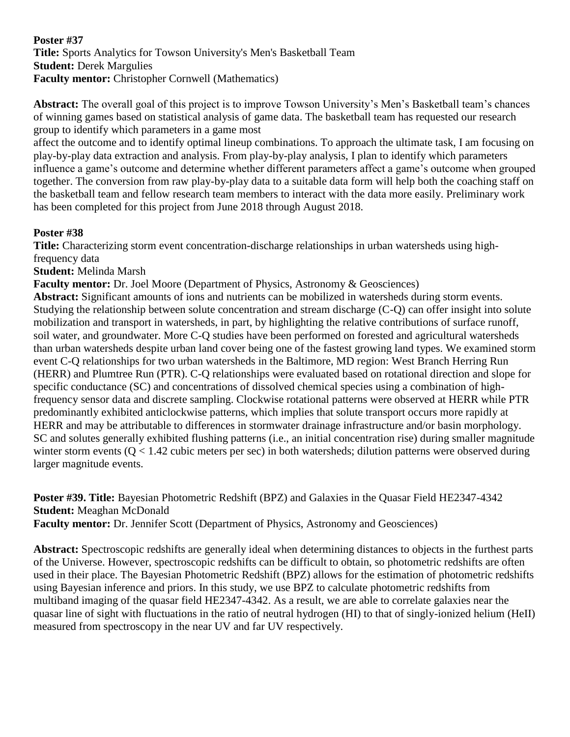**Poster #37**
**Title:** Sports Analytics for Towson University's Men's Basketball Team
**Student:** Derek Margulies
**Faculty mentor:** Christopher Cornwell (Mathematics)

**Abstract:** The overall goal of this project is to improve Towson University's Men's Basketball team's chances of winning games based on statistical analysis of game data. The basketball team has requested our research group to identify which parameters in a game most affect the outcome and to identify optimal lineup combinations. To approach the ultimate task, I am focusing on play-by-play data extraction and analysis. From play-by-play analysis, I plan to identify which parameters influence a game's outcome and determine whether different parameters affect a game's outcome when grouped together. The conversion from raw play-by-play data to a suitable data form will help both the coaching staff on the basketball team and fellow research team members to interact with the data more easily. Preliminary work has been completed for this project from June 2018 through August 2018.

**Poster #38**
**Title:** Characterizing storm event concentration-discharge relationships in urban watersheds using high-frequency data
**Student:** Melinda Marsh
**Faculty mentor:** Dr. Joel Moore (Department of Physics, Astronomy & Geosciences)
**Abstract:** Significant amounts of ions and nutrients can be mobilized in watersheds during storm events. Studying the relationship between solute concentration and stream discharge (C-Q) can offer insight into solute mobilization and transport in watersheds, in part, by highlighting the relative contributions of surface runoff, soil water, and groundwater. More C-Q studies have been performed on forested and agricultural watersheds than urban watersheds despite urban land cover being one of the fastest growing land types. We examined storm event C-Q relationships for two urban watersheds in the Baltimore, MD region: West Branch Herring Run (HERR) and Plumtree Run (PTR). C-Q relationships were evaluated based on rotational direction and slope for specific conductance (SC) and concentrations of dissolved chemical species using a combination of high-frequency sensor data and discrete sampling. Clockwise rotational patterns were observed at HERR while PTR predominantly exhibited anticlockwise patterns, which implies that solute transport occurs more rapidly at HERR and may be attributable to differences in stormwater drainage infrastructure and/or basin morphology. SC and solutes generally exhibited flushing patterns (i.e., an initial concentration rise) during smaller magnitude winter storm events ($Q < 1.42$ cubic meters per sec) in both watersheds; dilution patterns were observed during larger magnitude events.

**Poster #39. Title:** Bayesian Photometric Redshift (BPZ) and Galaxies in the Quasar Field HE2347-4342
**Student:** Meaghan McDonald
**Faculty mentor:** Dr. Jennifer Scott (Department of Physics, Astronomy and Geosciences)

**Abstract:** Spectroscopic redshifts are generally ideal when determining distances to objects in the furthest parts of the Universe. However, spectroscopic redshifts can be difficult to obtain, so photometric redshifts are often used in their place. The Bayesian Photometric Redshift (BPZ) allows for the estimation of photometric redshifts using Bayesian inference and priors. In this study, we use BPZ to calculate photometric redshifts from multiband imaging of the quasar field HE2347-4342. As a result, we are able to correlate galaxies near the quasar line of sight with fluctuations in the ratio of neutral hydrogen (HI) to that of singly-ionized helium (HeII) measured from spectroscopy in the near UV and far UV respectively.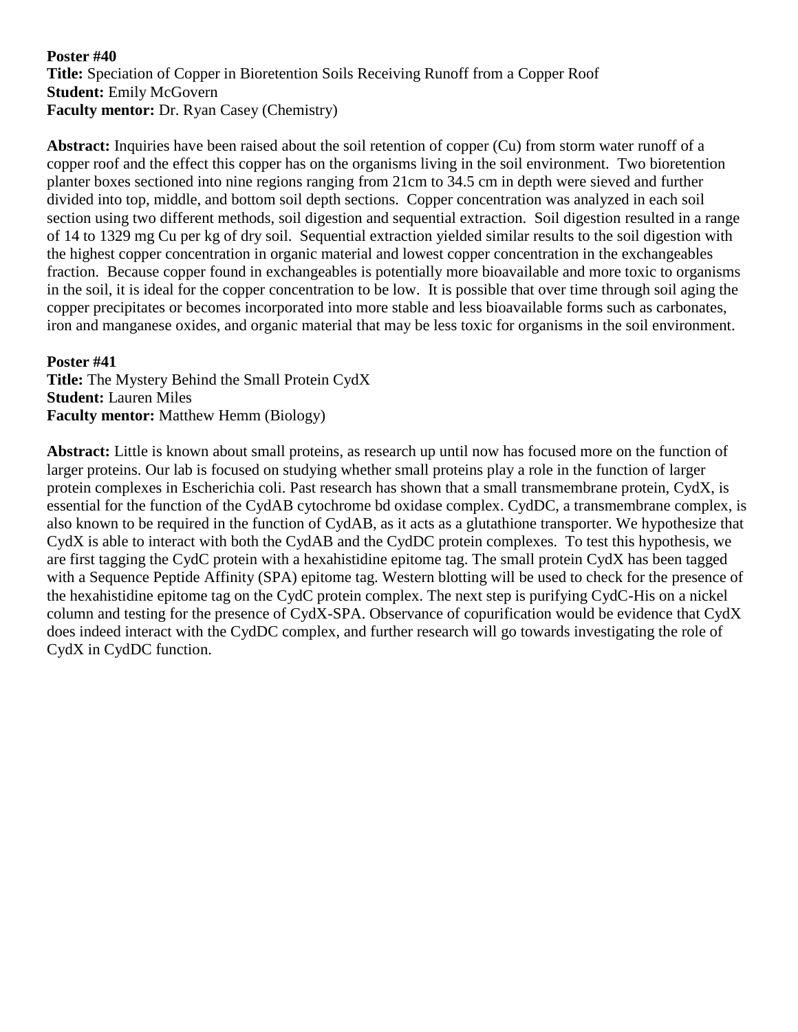**Poster #40**
**Title:** Speciation of Copper in Bioretention Soils Receiving Runoff from a Copper Roof
**Student:** Emily McGovern
**Faculty mentor:** Dr. Ryan Casey (Chemistry)

**Abstract:** Inquiries have been raised about the soil retention of copper (Cu) from storm water runoff of a copper roof and the effect this copper has on the organisms living in the soil environment. Two bioretention planter boxes sectioned into nine regions ranging from 21cm to 34.5 cm in depth were sieved and further divided into top, middle, and bottom soil depth sections. Copper concentration was analyzed in each soil section using two different methods, soil digestion and sequential extraction. Soil digestion resulted in a range of 14 to 1329 mg Cu per kg of dry soil. Sequential extraction yielded similar results to the soil digestion with the highest copper concentration in organic material and lowest copper concentration in the exchangeables fraction. Because copper found in exchangeables is potentially more bioavailable and more toxic to organisms in the soil, it is ideal for the copper concentration to be low. It is possible that over time through soil aging the copper precipitates or becomes incorporated into more stable and less bioavailable forms such as carbonates, iron and manganese oxides, and organic material that may be less toxic for organisms in the soil environment.

**Poster #41**
**Title:** The Mystery Behind the Small Protein CydX
**Student:** Lauren Miles
**Faculty mentor:** Matthew Hemm (Biology)

**Abstract:** Little is known about small proteins, as research up until now has focused more on the function of larger proteins. Our lab is focused on studying whether small proteins play a role in the function of larger protein complexes in Escherichia coli. Past research has shown that a small transmembrane protein, CydX, is essential for the function of the CydAB cytochrome bd oxidase complex. CydDC, a transmembrane complex, is also known to be required in the function of CydAB, as it acts as a glutathione transporter. We hypothesize that CydX is able to interact with both the CydAB and the CydDC protein complexes. To test this hypothesis, we are first tagging the CydC protein with a hexahistidine epitome tag. The small protein CydX has been tagged with a Sequence Peptide Affinity (SPA) epitome tag. Western blotting will be used to check for the presence of the hexahistidine epitome tag on the CydC protein complex. The next step is purifying CydC-His on a nickel column and testing for the presence of CydX-SPA. Observance of copurification would be evidence that CydX does indeed interact with the CydDC complex, and further research will go towards investigating the role of CydX in CydDC function.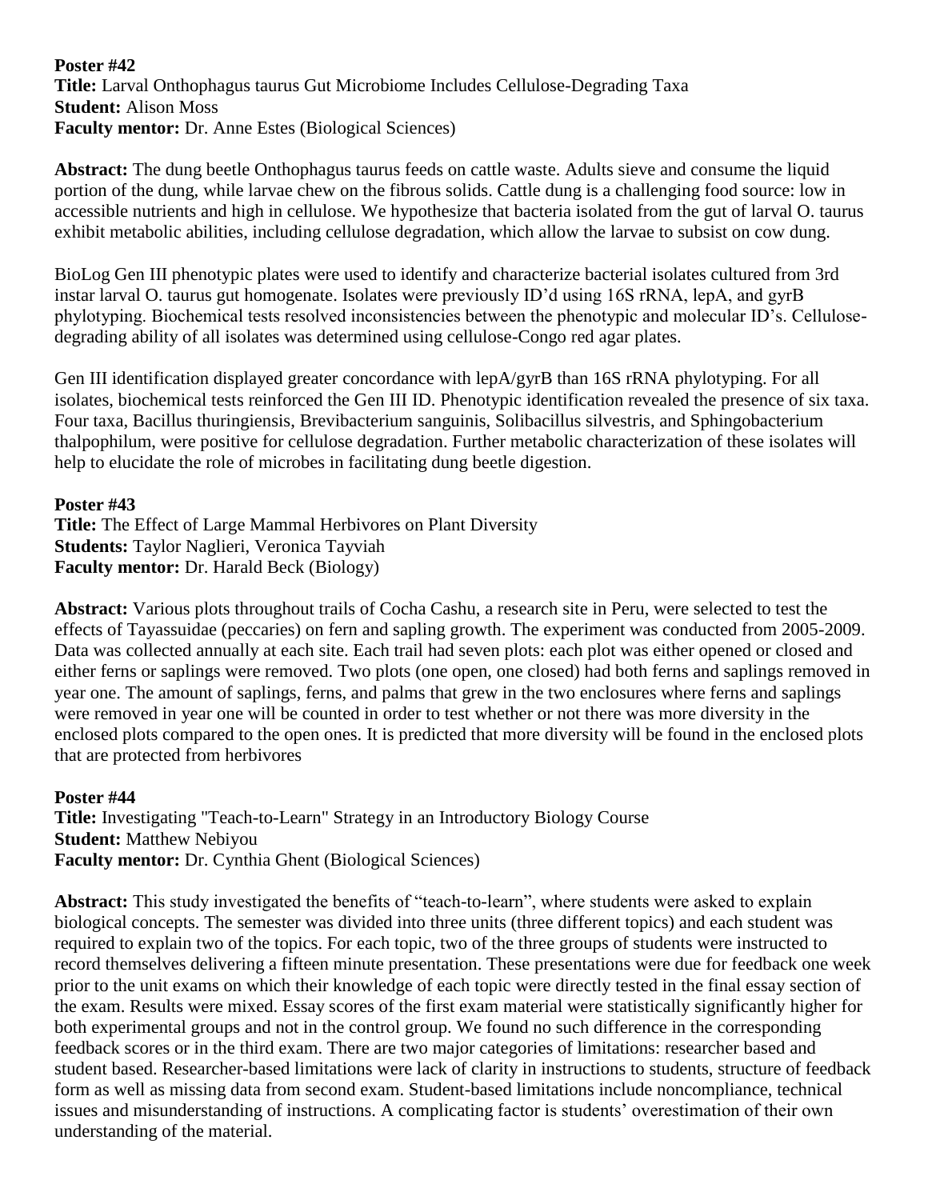**Poster #42**
**Title:** Larval Onthophagus taurus Gut Microbiome Includes Cellulose-Degrading Taxa
**Student:** Alison Moss
**Faculty mentor:** Dr. Anne Estes (Biological Sciences)

**Abstract:** The dung beetle Onthophagus taurus feeds on cattle waste. Adults sieve and consume the liquid portion of the dung, while larvae chew on the fibrous solids. Cattle dung is a challenging food source: low in accessible nutrients and high in cellulose. We hypothesize that bacteria isolated from the gut of larval O. taurus exhibit metabolic abilities, including cellulose degradation, which allow the larvae to subsist on cow dung.

BioLog Gen III phenotypic plates were used to identify and characterize bacterial isolates cultured from 3rd instar larval O. taurus gut homogenate. Isolates were previously ID'd using 16S rRNA, lepA, and gyrB phylotyping. Biochemical tests resolved inconsistencies between the phenotypic and molecular ID's. Cellulose-degrading ability of all isolates was determined using cellulose-Congo red agar plates.

Gen III identification displayed greater concordance with lepA/gyrB than 16S rRNA phylotyping. For all isolates, biochemical tests reinforced the Gen III ID. Phenotypic identification revealed the presence of six taxa. Four taxa, Bacillus thuringiensis, Brevibacterium sanguinis, Solibacillus silvestris, and Sphingobacterium thalpophilum, were positive for cellulose degradation. Further metabolic characterization of these isolates will help to elucidate the role of microbes in facilitating dung beetle digestion.

**Poster #43**
**Title:** The Effect of Large Mammal Herbivores on Plant Diversity
**Students:** Taylor Naglieri, Veronica Tayviah
**Faculty mentor:** Dr. Harald Beck (Biology)

**Abstract:** Various plots throughout trails of Cocha Cashu, a research site in Peru, were selected to test the effects of Tayassuidae (peccaries) on fern and sapling growth. The experiment was conducted from 2005-2009. Data was collected annually at each site. Each trail had seven plots: each plot was either opened or closed and either ferns or saplings were removed. Two plots (one open, one closed) had both ferns and saplings removed in year one. The amount of saplings, ferns, and palms that grew in the two enclosures where ferns and saplings were removed in year one will be counted in order to test whether or not there was more diversity in the enclosed plots compared to the open ones. It is predicted that more diversity will be found in the enclosed plots that are protected from herbivores

**Poster #44**
**Title:** Investigating "Teach-to-Learn" Strategy in an Introductory Biology Course
**Student:** Matthew Nebiyou
**Faculty mentor:** Dr. Cynthia Ghent (Biological Sciences)

**Abstract:** This study investigated the benefits of "teach-to-learn", where students were asked to explain biological concepts. The semester was divided into three units (three different topics) and each student was required to explain two of the topics. For each topic, two of the three groups of students were instructed to record themselves delivering a fifteen minute presentation. These presentations were due for feedback one week prior to the unit exams on which their knowledge of each topic were directly tested in the final essay section of the exam. Results were mixed. Essay scores of the first exam material were statistically significantly higher for both experimental groups and not in the control group. We found no such difference in the corresponding feedback scores or in the third exam. There are two major categories of limitations: researcher based and student based. Researcher-based limitations were lack of clarity in instructions to students, structure of feedback form as well as missing data from second exam. Student-based limitations include noncompliance, technical issues and misunderstanding of instructions. A complicating factor is students' overestimation of their own understanding of the material.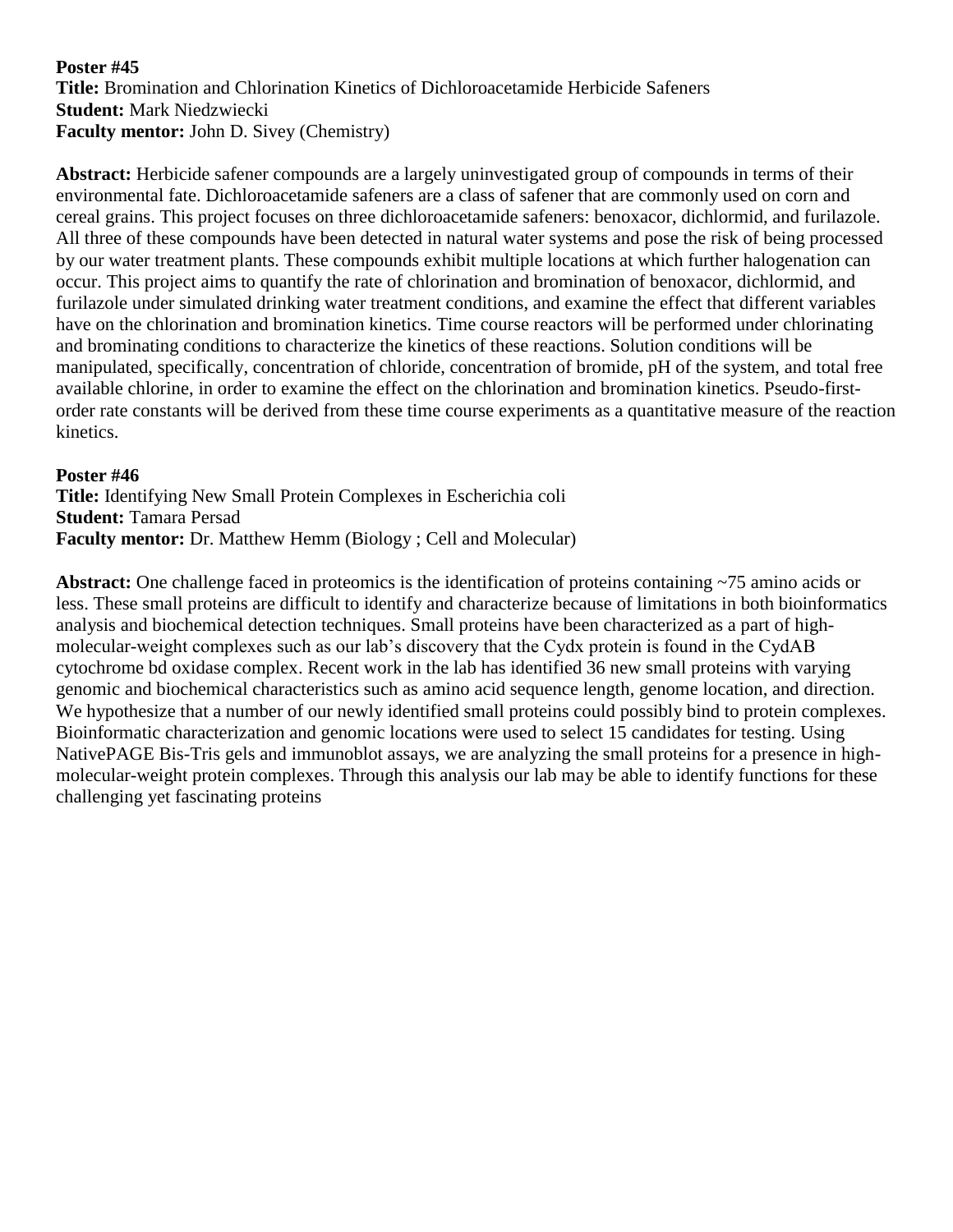**Poster #45**
**Title:** Bromination and Chlorination Kinetics of Dichloroacetamide Herbicide Safeners
**Student:** Mark Niedzwiecki
**Faculty mentor:** John D. Sivey (Chemistry)

**Abstract:** Herbicide safener compounds are a largely uninvestigated group of compounds in terms of their environmental fate. Dichloroacetamide safeners are a class of safener that are commonly used on corn and cereal grains. This project focuses on three dichloroacetamide safeners: benoxacor, dichlormid, and furilazole. All three of these compounds have been detected in natural water systems and pose the risk of being processed by our water treatment plants. These compounds exhibit multiple locations at which further halogenation can occur. This project aims to quantify the rate of chlorination and bromination of benoxacor, dichlormid, and furilazole under simulated drinking water treatment conditions, and examine the effect that different variables have on the chlorination and bromination kinetics. Time course reactors will be performed under chlorinating and brominating conditions to characterize the kinetics of these reactions. Solution conditions will be manipulated, specifically, concentration of chloride, concentration of bromide, pH of the system, and total free available chlorine, in order to examine the effect on the chlorination and bromination kinetics. Pseudo-first-order rate constants will be derived from these time course experiments as a quantitative measure of the reaction kinetics.

**Poster #46**
**Title:** Identifying New Small Protein Complexes in Escherichia coli
**Student:** Tamara Persad
**Faculty mentor:** Dr. Matthew Hemm (Biology ; Cell and Molecular)

**Abstract:** One challenge faced in proteomics is the identification of proteins containing ~75 amino acids or less. These small proteins are difficult to identify and characterize because of limitations in both bioinformatics analysis and biochemical detection techniques. Small proteins have been characterized as a part of high-molecular-weight complexes such as our lab's discovery that the Cydx protein is found in the CydAB cytochrome bd oxidase complex. Recent work in the lab has identified 36 new small proteins with varying genomic and biochemical characteristics such as amino acid sequence length, genome location, and direction. We hypothesize that a number of our newly identified small proteins could possibly bind to protein complexes. Bioinformatic characterization and genomic locations were used to select 15 candidates for testing. Using NativePAGE Bis-Tris gels and immunoblot assays, we are analyzing the small proteins for a presence in high-molecular-weight protein complexes. Through this analysis our lab may be able to identify functions for these challenging yet fascinating proteins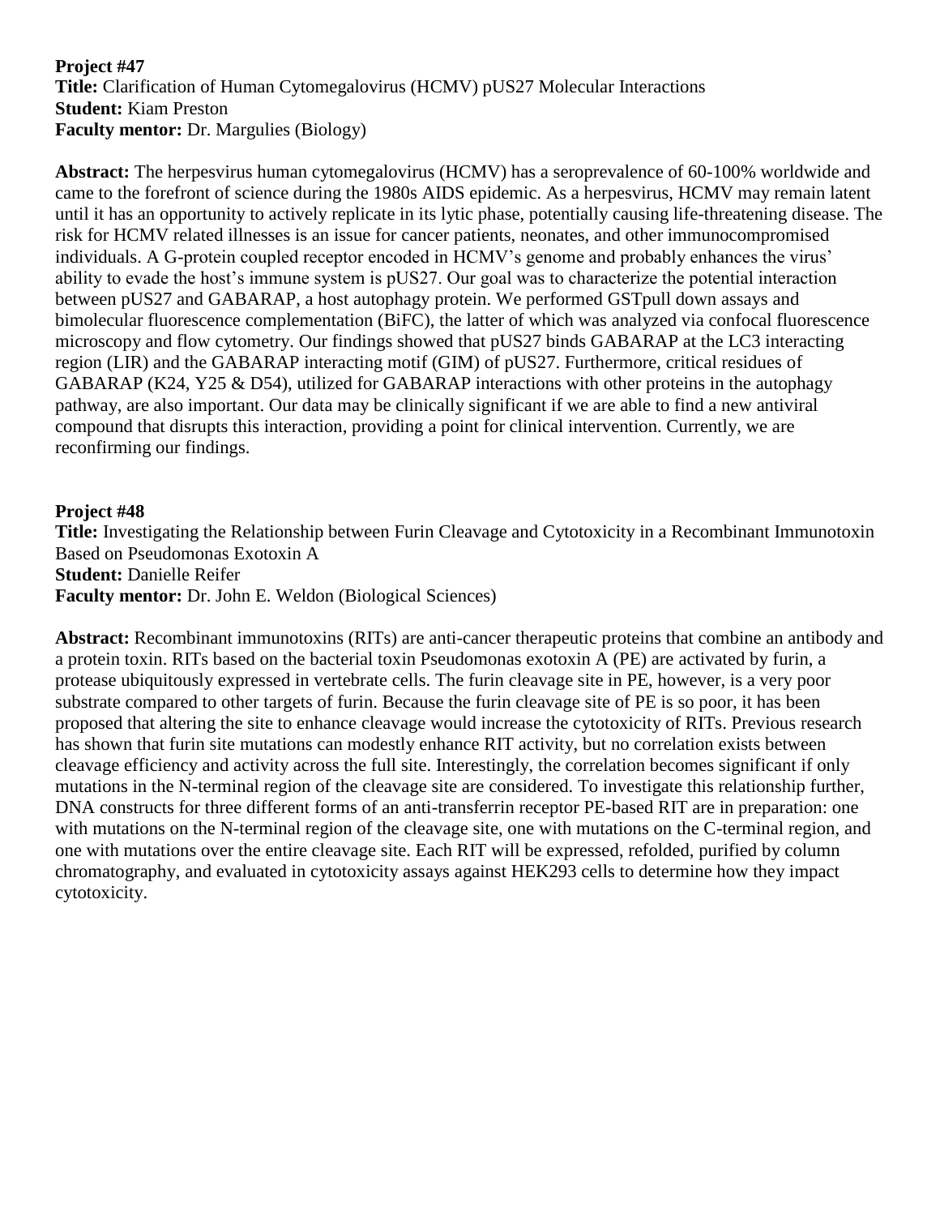**Project #47**
**Title:** Clarification of Human Cytomegalovirus (HCMV) pUS27 Molecular Interactions
**Student:** Kiam Preston
**Faculty mentor:** Dr. Margulies (Biology)

**Abstract:** The herpesvirus human cytomegalovirus (HCMV) has a seroprevalence of 60-100% worldwide and came to the forefront of science during the 1980s AIDS epidemic. As a herpesvirus, HCMV may remain latent until it has an opportunity to actively replicate in its lytic phase, potentially causing life-threatening disease. The risk for HCMV related illnesses is an issue for cancer patients, neonates, and other immunocompromised individuals. A G-protein coupled receptor encoded in HCMV's genome and probably enhances the virus' ability to evade the host's immune system is pUS27. Our goal was to characterize the potential interaction between pUS27 and GABARAP, a host autophagy protein. We performed GSTpull down assays and bimolecular fluorescence complementation (BiFC), the latter of which was analyzed via confocal fluorescence microscopy and flow cytometry. Our findings showed that pUS27 binds GABARAP at the LC3 interacting region (LIR) and the GABARAP interacting motif (GIM) of pUS27. Furthermore, critical residues of GABARAP (K24, Y25 & D54), utilized for GABARAP interactions with other proteins in the autophagy pathway, are also important. Our data may be clinically significant if we are able to find a new antiviral compound that disrupts this interaction, providing a point for clinical intervention. Currently, we are reconfirming our findings.

**Project #48**
**Title:** Investigating the Relationship between Furin Cleavage and Cytotoxicity in a Recombinant Immunotoxin Based on Pseudomonas Exotoxin A
**Student:** Danielle Reifer
**Faculty mentor:** Dr. John E. Weldon (Biological Sciences)

**Abstract:** Recombinant immunotoxins (RITs) are anti-cancer therapeutic proteins that combine an antibody and a protein toxin. RITs based on the bacterial toxin Pseudomonas exotoxin A (PE) are activated by furin, a protease ubiquitously expressed in vertebrate cells. The furin cleavage site in PE, however, is a very poor substrate compared to other targets of furin. Because the furin cleavage site of PE is so poor, it has been proposed that altering the site to enhance cleavage would increase the cytotoxicity of RITs. Previous research has shown that furin site mutations can modestly enhance RIT activity, but no correlation exists between cleavage efficiency and activity across the full site. Interestingly, the correlation becomes significant if only mutations in the N-terminal region of the cleavage site are considered. To investigate this relationship further, DNA constructs for three different forms of an anti-transferrin receptor PE-based RIT are in preparation: one with mutations on the N-terminal region of the cleavage site, one with mutations on the C-terminal region, and one with mutations over the entire cleavage site. Each RIT will be expressed, refolded, purified by column chromatography, and evaluated in cytotoxicity assays against HEK293 cells to determine how they impact cytotoxicity.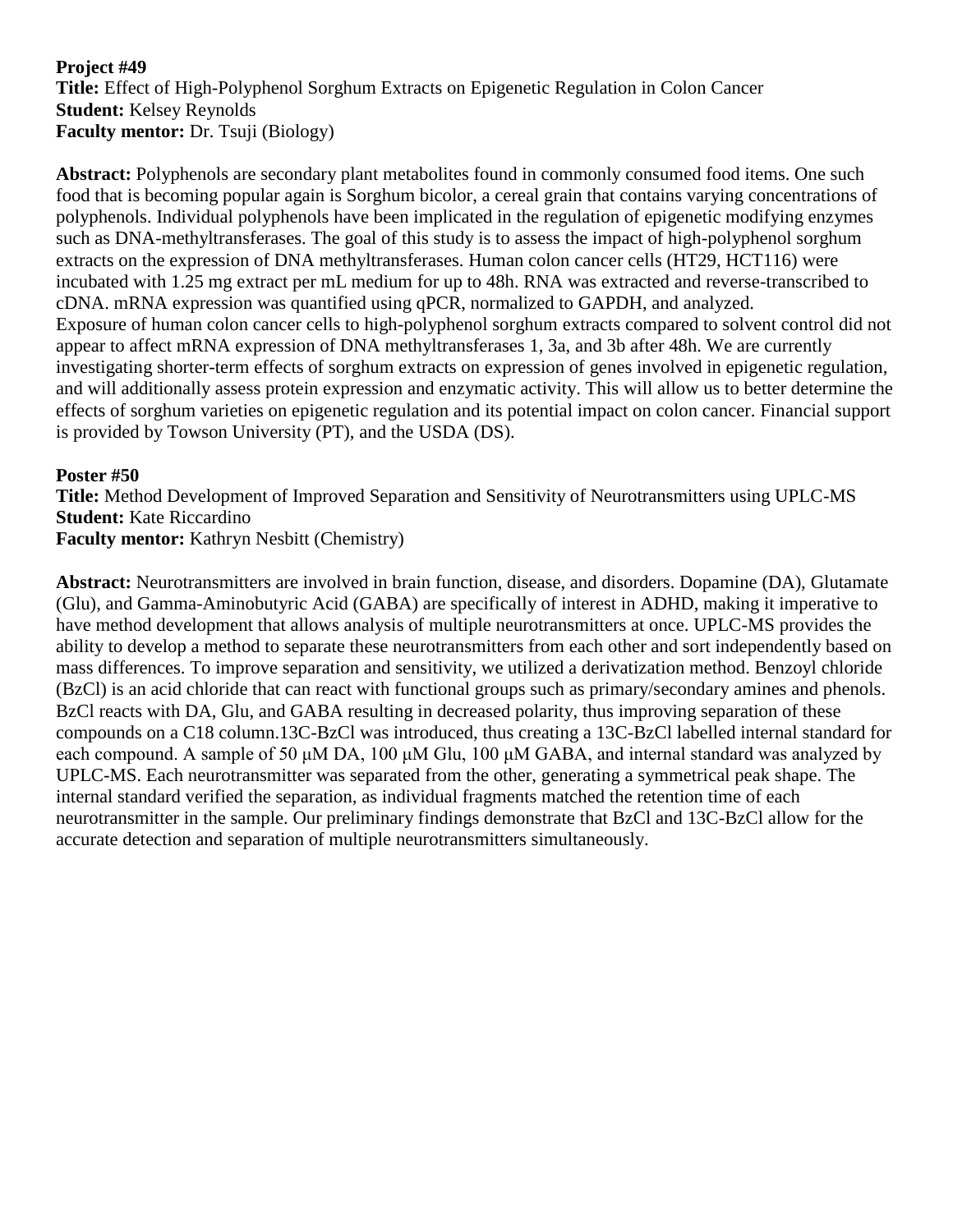**Project #49**
**Title:** Effect of High-Polyphenol Sorghum Extracts on Epigenetic Regulation in Colon Cancer
**Student:** Kelsey Reynolds
**Faculty mentor:** Dr. Tsuji (Biology)

**Abstract:** Polyphenols are secondary plant metabolites found in commonly consumed food items. One such food that is becoming popular again is Sorghum bicolor, a cereal grain that contains varying concentrations of polyphenols. Individual polyphenols have been implicated in the regulation of epigenetic modifying enzymes such as DNA-methyltransferases. The goal of this study is to assess the impact of high-polyphenol sorghum extracts on the expression of DNA methyltransferases. Human colon cancer cells (HT29, HCT116) were incubated with 1.25 mg extract per mL medium for up to 48h. RNA was extracted and reverse-transcribed to cDNA. mRNA expression was quantified using qPCR, normalized to GAPDH, and analyzed.
Exposure of human colon cancer cells to high-polyphenol sorghum extracts compared to solvent control did not appear to affect mRNA expression of DNA methyltransferases 1, 3a, and 3b after 48h. We are currently investigating shorter-term effects of sorghum extracts on expression of genes involved in epigenetic regulation, and will additionally assess protein expression and enzymatic activity. This will allow us to better determine the effects of sorghum varieties on epigenetic regulation and its potential impact on colon cancer. Financial support is provided by Towson University (PT), and the USDA (DS).

**Poster #50**
**Title:** Method Development of Improved Separation and Sensitivity of Neurotransmitters using UPLC-MS
**Student:** Kate Riccardino
**Faculty mentor:** Kathryn Nesbitt (Chemistry)

**Abstract:** Neurotransmitters are involved in brain function, disease, and disorders. Dopamine (DA), Glutamate (Glu), and Gamma-Aminobutyric Acid (GABA) are specifically of interest in ADHD, making it imperative to have method development that allows analysis of multiple neurotransmitters at once. UPLC-MS provides the ability to develop a method to separate these neurotransmitters from each other and sort independently based on mass differences. To improve separation and sensitivity, we utilized a derivatization method. Benzoyl chloride (BzCl) is an acid chloride that can react with functional groups such as primary/secondary amines and phenols. BzCl reacts with DA, Glu, and GABA resulting in decreased polarity, thus improving separation of these compounds on a C18 column.13C-BzCl was introduced, thus creating a 13C-BzCl labelled internal standard for each compound. A sample of 50 μM DA, 100 μM Glu, 100 μM GABA, and internal standard was analyzed by UPLC-MS. Each neurotransmitter was separated from the other, generating a symmetrical peak shape. The internal standard verified the separation, as individual fragments matched the retention time of each neurotransmitter in the sample. Our preliminary findings demonstrate that BzCl and 13C-BzCl allow for the accurate detection and separation of multiple neurotransmitters simultaneously.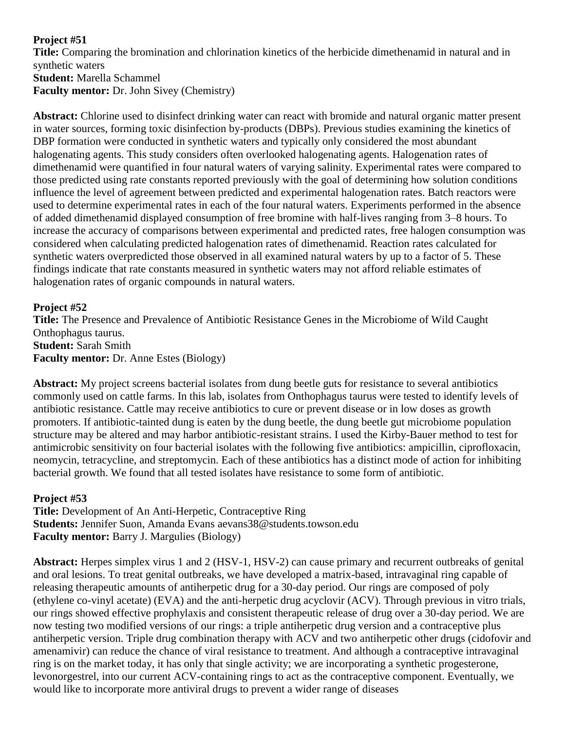**Project #51**
**Title:** Comparing the bromination and chlorination kinetics of the herbicide dimethenamid in natural and in synthetic waters
**Student:** Marella Schammel
**Faculty mentor:** Dr. John Sivey (Chemistry)

**Abstract:** Chlorine used to disinfect drinking water can react with bromide and natural organic matter present in water sources, forming toxic disinfection by-products (DBPs). Previous studies examining the kinetics of DBP formation were conducted in synthetic waters and typically only considered the most abundant halogenating agents. This study considers often overlooked halogenating agents. Halogenation rates of dimethenamid were quantified in four natural waters of varying salinity. Experimental rates were compared to those predicted using rate constants reported previously with the goal of determining how solution conditions influence the level of agreement between predicted and experimental halogenation rates. Batch reactors were used to determine experimental rates in each of the four natural waters. Experiments performed in the absence of added dimethenamid displayed consumption of free bromine with half-lives ranging from 3–8 hours. To increase the accuracy of comparisons between experimental and predicted rates, free halogen consumption was considered when calculating predicted halogenation rates of dimethenamid. Reaction rates calculated for synthetic waters overpredicted those observed in all examined natural waters by up to a factor of 5. These findings indicate that rate constants measured in synthetic waters may not afford reliable estimates of halogenation rates of organic compounds in natural waters.

**Project #52**
**Title:** The Presence and Prevalence of Antibiotic Resistance Genes in the Microbiome of Wild Caught Onthophagus taurus.
**Student:** Sarah Smith
**Faculty mentor:** Dr. Anne Estes (Biology)

**Abstract:** My project screens bacterial isolates from dung beetle guts for resistance to several antibiotics commonly used on cattle farms. In this lab, isolates from Onthophagus taurus were tested to identify levels of antibiotic resistance. Cattle may receive antibiotics to cure or prevent disease or in low doses as growth promoters. If antibiotic-tainted dung is eaten by the dung beetle, the dung beetle gut microbiome population structure may be altered and may harbor antibiotic-resistant strains. I used the Kirby-Bauer method to test for antimicrobic sensitivity on four bacterial isolates with the following five antibiotics: ampicillin, ciprofloxacin, neomycin, tetracycline, and streptomycin. Each of these antibiotics has a distinct mode of action for inhibiting bacterial growth. We found that all tested isolates have resistance to some form of antibiotic.

**Project #53**
**Title:** Development of An Anti-Herpetic, Contraceptive Ring
**Students:** Jennifer Suon, Amanda Evans aevans38@students.towson.edu
**Faculty mentor:** Barry J. Margulies (Biology)

**Abstract:** Herpes simplex virus 1 and 2 (HSV-1, HSV-2) can cause primary and recurrent outbreaks of genital and oral lesions. To treat genital outbreaks, we have developed a matrix-based, intravaginal ring capable of releasing therapeutic amounts of antiherpetic drug for a 30-day period. Our rings are composed of poly (ethylene co-vinyl acetate) (EVA) and the anti-herpetic drug acyclovir (ACV). Through previous in vitro trials, our rings showed effective prophylaxis and consistent therapeutic release of drug over a 30-day period. We are now testing two modified versions of our rings: a triple antiherpetic drug version and a contraceptive plus antiherpetic version. Triple drug combination therapy with ACV and two antiherpetic other drugs (cidofovir and amenamivir) can reduce the chance of viral resistance to treatment. And although a contraceptive intravaginal ring is on the market today, it has only that single activity; we are incorporating a synthetic progesterone, levonorgestrel, into our current ACV-containing rings to act as the contraceptive component. Eventually, we would like to incorporate more antiviral drugs to prevent a wider range of diseases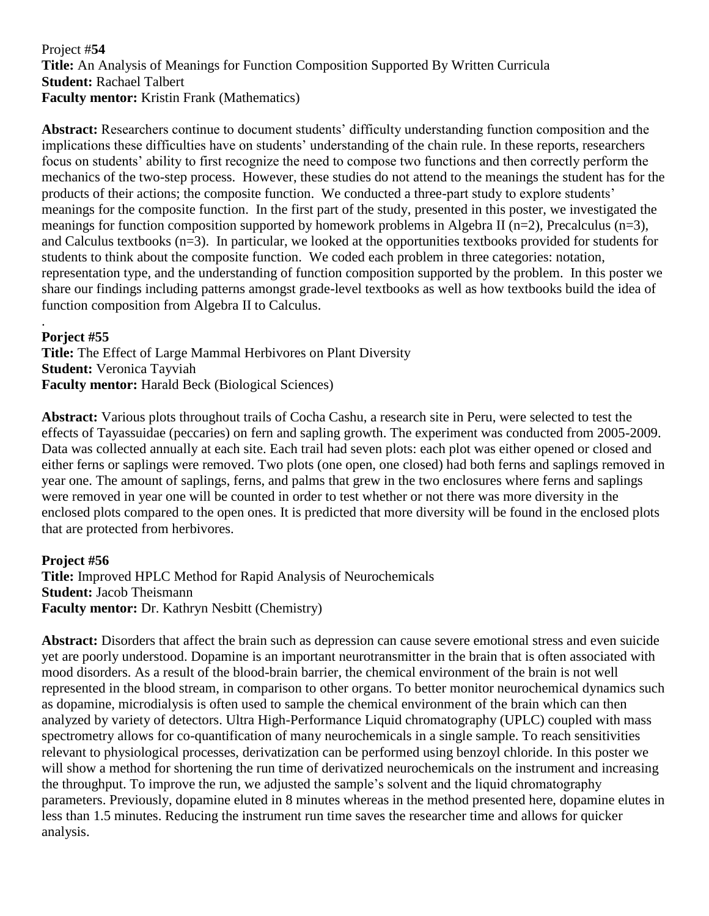Project #**54**
**Title:** An Analysis of Meanings for Function Composition Supported By Written Curricula
**Student:** Rachael Talbert
**Faculty mentor:** Kristin Frank (Mathematics)

**Abstract:** Researchers continue to document students' difficulty understanding function composition and the implications these difficulties have on students' understanding of the chain rule. In these reports, researchers focus on students' ability to first recognize the need to compose two functions and then correctly perform the mechanics of the two-step process. However, these studies do not attend to the meanings the student has for the products of their actions; the composite function. We conducted a three-part study to explore students' meanings for the composite function. In the first part of the study, presented in this poster, we investigated the meanings for function composition supported by homework problems in Algebra II (n=2), Precalculus (n=3), and Calculus textbooks (n=3). In particular, we looked at the opportunities textbooks provided for students for students to think about the composite function. We coded each problem in three categories: notation, representation type, and the understanding of function composition supported by the problem. In this poster we share our findings including patterns amongst grade-level textbooks as well as how textbooks build the idea of function composition from Algebra II to Calculus.

.

**Porject #55**
**Title:** The Effect of Large Mammal Herbivores on Plant Diversity
**Student:** Veronica Tayviah
**Faculty mentor:** Harald Beck (Biological Sciences)

**Abstract:** Various plots throughout trails of Cocha Cashu, a research site in Peru, were selected to test the effects of Tayassuidae (peccaries) on fern and sapling growth. The experiment was conducted from 2005-2009. Data was collected annually at each site. Each trail had seven plots: each plot was either opened or closed and either ferns or saplings were removed. Two plots (one open, one closed) had both ferns and saplings removed in year one. The amount of saplings, ferns, and palms that grew in the two enclosures where ferns and saplings were removed in year one will be counted in order to test whether or not there was more diversity in the enclosed plots compared to the open ones. It is predicted that more diversity will be found in the enclosed plots that are protected from herbivores.

**Project #56**
**Title:** Improved HPLC Method for Rapid Analysis of Neurochemicals
**Student:** Jacob Theismann
**Faculty mentor:** Dr. Kathryn Nesbitt (Chemistry)

**Abstract:** Disorders that affect the brain such as depression can cause severe emotional stress and even suicide yet are poorly understood. Dopamine is an important neurotransmitter in the brain that is often associated with mood disorders. As a result of the blood-brain barrier, the chemical environment of the brain is not well represented in the blood stream, in comparison to other organs. To better monitor neurochemical dynamics such as dopamine, microdialysis is often used to sample the chemical environment of the brain which can then analyzed by variety of detectors. Ultra High-Performance Liquid chromatography (UPLC) coupled with mass spectrometry allows for co-quantification of many neurochemicals in a single sample. To reach sensitivities relevant to physiological processes, derivatization can be performed using benzoyl chloride. In this poster we will show a method for shortening the run time of derivatized neurochemicals on the instrument and increasing the throughput. To improve the run, we adjusted the sample's solvent and the liquid chromatography parameters. Previously, dopamine eluted in 8 minutes whereas in the method presented here, dopamine elutes in less than 1.5 minutes. Reducing the instrument run time saves the researcher time and allows for quicker analysis.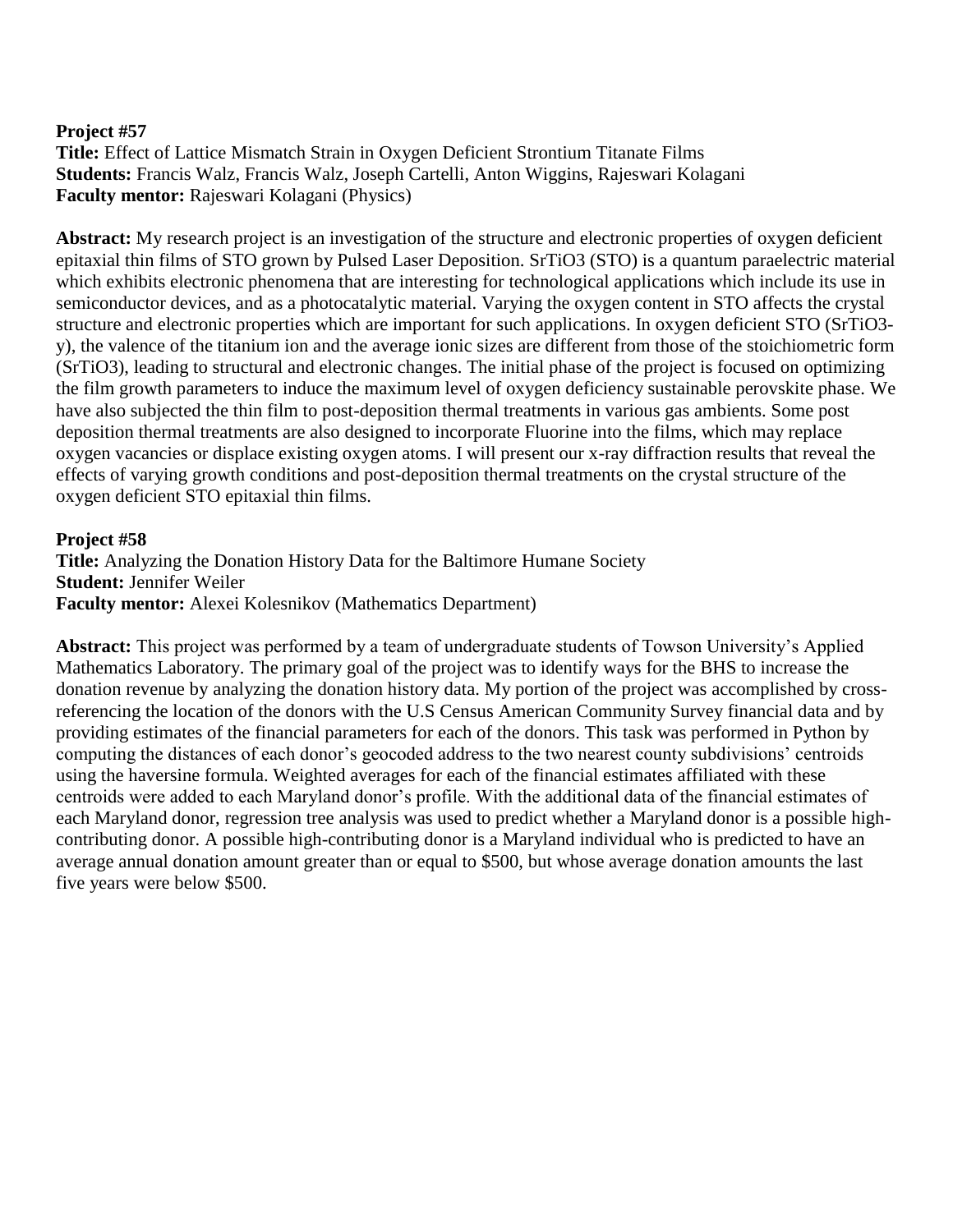**Project #57**
**Title:** Effect of Lattice Mismatch Strain in Oxygen Deficient Strontium Titanate Films
**Students:** Francis Walz, Francis Walz, Joseph Cartelli, Anton Wiggins, Rajeswari Kolagani
**Faculty mentor:** Rajeswari Kolagani (Physics)

**Abstract:** My research project is an investigation of the structure and electronic properties of oxygen deficient epitaxial thin films of STO grown by Pulsed Laser Deposition. $SrTiO_3$ (STO) is a quantum paraelectric material which exhibits electronic phenomena that are interesting for technological applications which include its use in semiconductor devices, and as a photocatalytic material. Varying the oxygen content in STO affects the crystal structure and electronic properties which are important for such applications. In oxygen deficient STO ($SrTiO_{3-y}$), the valence of the titanium ion and the average ionic sizes are different from those of the stoichiometric form ($SrTiO_3$), leading to structural and electronic changes. The initial phase of the project is focused on optimizing the film growth parameters to induce the maximum level of oxygen deficiency sustainable perovskite phase. We have also subjected the thin film to post-deposition thermal treatments in various gas ambients. Some post deposition thermal treatments are also designed to incorporate Fluorine into the films, which may replace oxygen vacancies or displace existing oxygen atoms. I will present our x-ray diffraction results that reveal the effects of varying growth conditions and post-deposition thermal treatments on the crystal structure of the oxygen deficient STO epitaxial thin films.

**Project #58**
**Title:** Analyzing the Donation History Data for the Baltimore Humane Society
**Student:** Jennifer Weiler
**Faculty mentor:** Alexei Kolesnikov (Mathematics Department)

**Abstract:** This project was performed by a team of undergraduate students of Towson University's Applied Mathematics Laboratory. The primary goal of the project was to identify ways for the BHS to increase the donation revenue by analyzing the donation history data. My portion of the project was accomplished by cross-referencing the location of the donors with the U.S Census American Community Survey financial data and by providing estimates of the financial parameters for each of the donors. This task was performed in Python by computing the distances of each donor's geocoded address to the two nearest county subdivisions' centroids using the haversine formula. Weighted averages for each of the financial estimates affiliated with these centroids were added to each Maryland donor's profile. With the additional data of the financial estimates of each Maryland donor, regression tree analysis was used to predict whether a Maryland donor is a possible high-contributing donor. A possible high-contributing donor is a Maryland individual who is predicted to have an average annual donation amount greater than or equal to $500, but whose average donation amounts the last five years were below $500.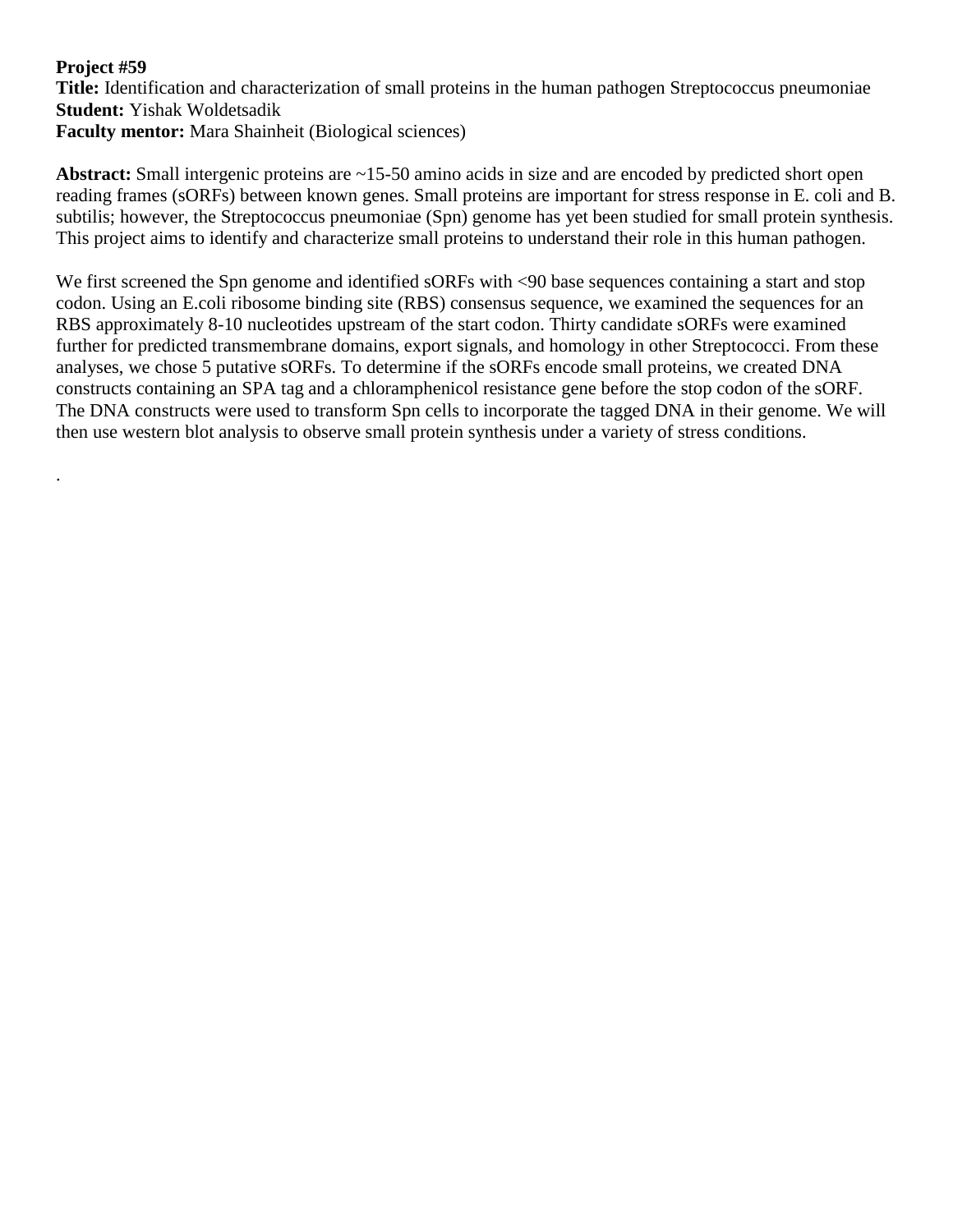**Project #59**
**Title:** Identification and characterization of small proteins in the human pathogen Streptococcus pneumoniae
**Student:** Yishak Woldetsadik
**Faculty mentor:** Mara Shainheit (Biological sciences)

**Abstract:** Small intergenic proteins are ~15-50 amino acids in size and are encoded by predicted short open reading frames (sORFs) between known genes. Small proteins are important for stress response in E. coli and B. subtilis; however, the Streptococcus pneumoniae (Spn) genome has yet been studied for small protein synthesis. This project aims to identify and characterize small proteins to understand their role in this human pathogen.

We first screened the Spn genome and identified sORFs with <90 base sequences containing a start and stop codon. Using an E.coli ribosome binding site (RBS) consensus sequence, we examined the sequences for an RBS approximately 8-10 nucleotides upstream of the start codon. Thirty candidate sORFs were examined further for predicted transmembrane domains, export signals, and homology in other Streptococci. From these analyses, we chose 5 putative sORFs. To determine if the sORFs encode small proteins, we created DNA constructs containing an SPA tag and a chloramphenicol resistance gene before the stop codon of the sORF. The DNA constructs were used to transform Spn cells to incorporate the tagged DNA in their genome. We will then use western blot analysis to observe small protein synthesis under a variety of stress conditions.

.